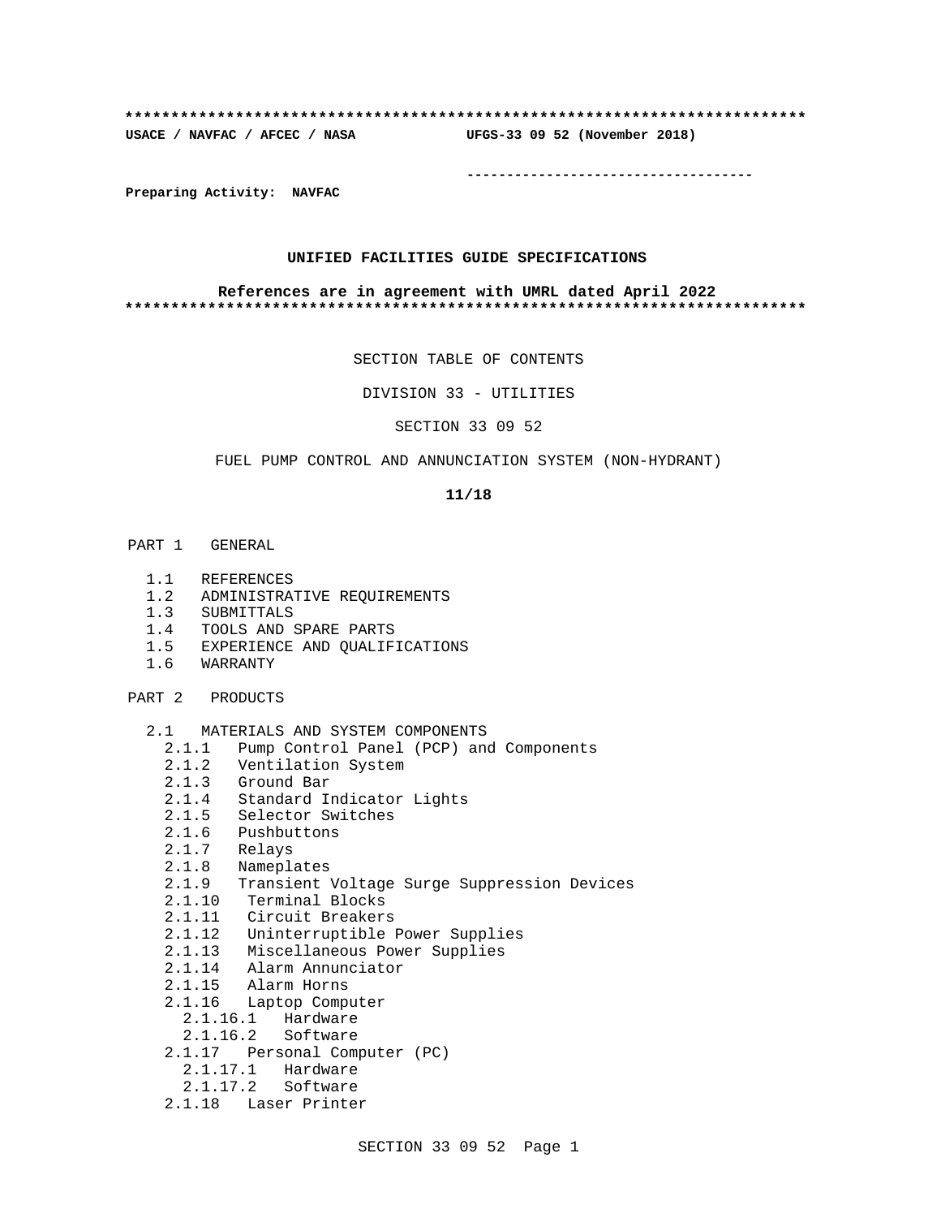**************************************************************************

**USACE / NAVFAC / AFCEC / NASA UFGS-33 09 52 (November 2018)**

-----------------------------------

**Preparing Activity: NAVFAC**

**UNIFIED FACILITIES GUIDE SPECIFICATIONS**

**References are in agreement with UMRL dated April 2022**

**************************************************************************

SECTION TABLE OF CONTENTS

DIVISION 33 - UTILITIES

SECTION 33 09 52

FUEL PUMP CONTROL AND ANNUNCIATION SYSTEM (NON-HYDRANT)

**11/18**

PART 1 GENERAL

- 1.1 REFERENCES
- 1.2 ADMINISTRATIVE REQUIREMENTS
- 1.3 SUBMITTALS
- 1.4 TOOLS AND SPARE PARTS
- 1.5 EXPERIENCE AND QUALIFICATIONS
- 1.6 WARRANTY

PART 2 PRODUCTS

- 2.1 MATERIALS AND SYSTEM COMPONENTS
  - 2.1.1 Pump Control Panel (PCP) and Components
  - 2.1.2 Ventilation System
  - 2.1.3 Ground Bar
  - 2.1.4 Standard Indicator Lights
  - 2.1.5 Selector Switches
  - 2.1.6 Pushbuttons
  - 2.1.7 Relays
  - 2.1.8 Nameplates
  - 2.1.9 Transient Voltage Surge Suppression Devices
  - 2.1.10 Terminal Blocks
  - 2.1.11 Circuit Breakers
  - 2.1.12 Uninterruptible Power Supplies
  - 2.1.13 Miscellaneous Power Supplies
  - 2.1.14 Alarm Annunciator
  - 2.1.15 Alarm Horns
  - 2.1.16 Laptop Computer
    - 2.1.16.1 Hardware
    - 2.1.16.2 Software
  - 2.1.17 Personal Computer (PC)
    - 2.1.17.1 Hardware
    - 2.1.17.2 Software
  - 2.1.18 Laser Printer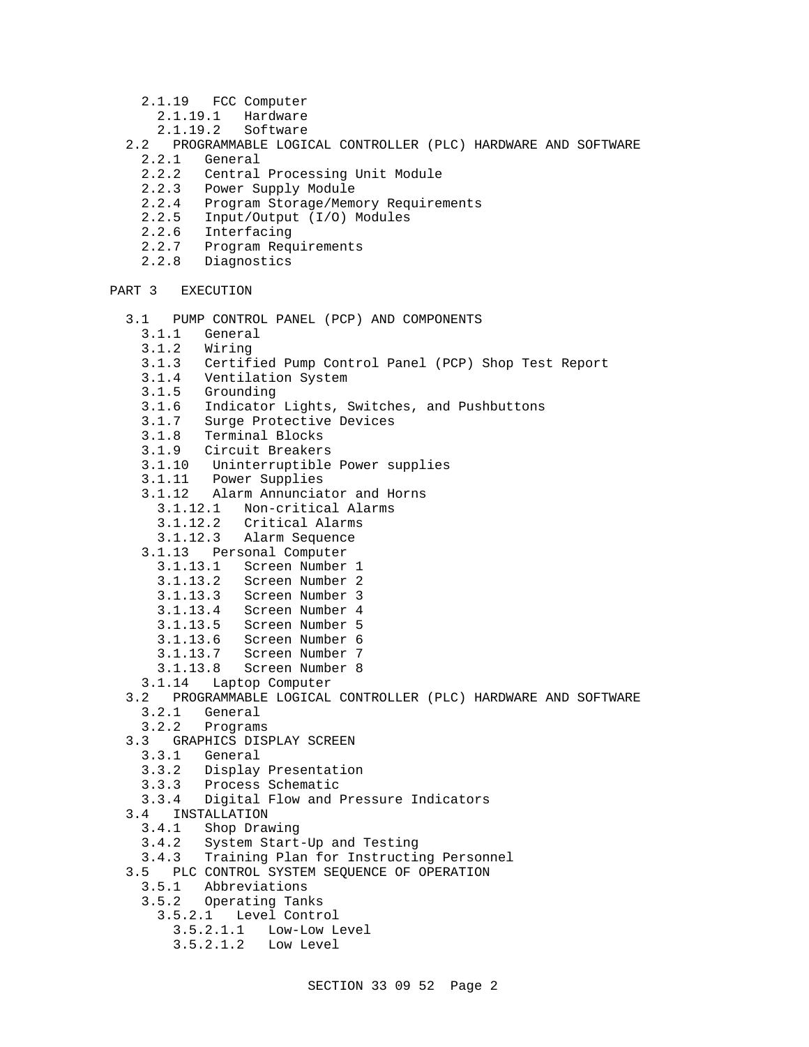2.1.19 FCC Computer
 2.1.19.1 Hardware
 2.1.19.2 Software
2.2 PROGRAMMABLE LOGICAL CONTROLLER (PLC) HARDWARE AND SOFTWARE
 2.2.1 General
 2.2.2 Central Processing Unit Module
 2.2.3 Power Supply Module
 2.2.4 Program Storage/Memory Requirements
 2.2.5 Input/Output (I/O) Modules
 2.2.6 Interfacing
 2.2.7 Program Requirements
 2.2.8 Diagnostics

PART 3 EXECUTION

3.1 PUMP CONTROL PANEL (PCP) AND COMPONENTS
 3.1.1 General
 3.1.2 Wiring
 3.1.3 Certified Pump Control Panel (PCP) Shop Test Report
 3.1.4 Ventilation System
 3.1.5 Grounding
 3.1.6 Indicator Lights, Switches, and Pushbuttons
 3.1.7 Surge Protective Devices
 3.1.8 Terminal Blocks
 3.1.9 Circuit Breakers
 3.1.10 Uninterruptible Power supplies
 3.1.11 Power Supplies
 3.1.12 Alarm Annunciator and Horns
 3.1.12.1 Non-critical Alarms
 3.1.12.2 Critical Alarms
 3.1.12.3 Alarm Sequence
 3.1.13 Personal Computer
 3.1.13.1 Screen Number 1
 3.1.13.2 Screen Number 2
 3.1.13.3 Screen Number 3
 3.1.13.4 Screen Number 4
 3.1.13.5 Screen Number 5
 3.1.13.6 Screen Number 6
 3.1.13.7 Screen Number 7
 3.1.13.8 Screen Number 8
 3.1.14 Laptop Computer
3.2 PROGRAMMABLE LOGICAL CONTROLLER (PLC) HARDWARE AND SOFTWARE
 3.2.1 General
 3.2.2 Programs
3.3 GRAPHICS DISPLAY SCREEN
 3.3.1 General
 3.3.2 Display Presentation
 3.3.3 Process Schematic
 3.3.4 Digital Flow and Pressure Indicators
3.4 INSTALLATION
 3.4.1 Shop Drawing
 3.4.2 System Start-Up and Testing
 3.4.3 Training Plan for Instructing Personnel
3.5 PLC CONTROL SYSTEM SEQUENCE OF OPERATION
 3.5.1 Abbreviations
 3.5.2 Operating Tanks
 3.5.2.1 Level Control
 3.5.2.1.1 Low-Low Level
 3.5.2.1.2 Low Level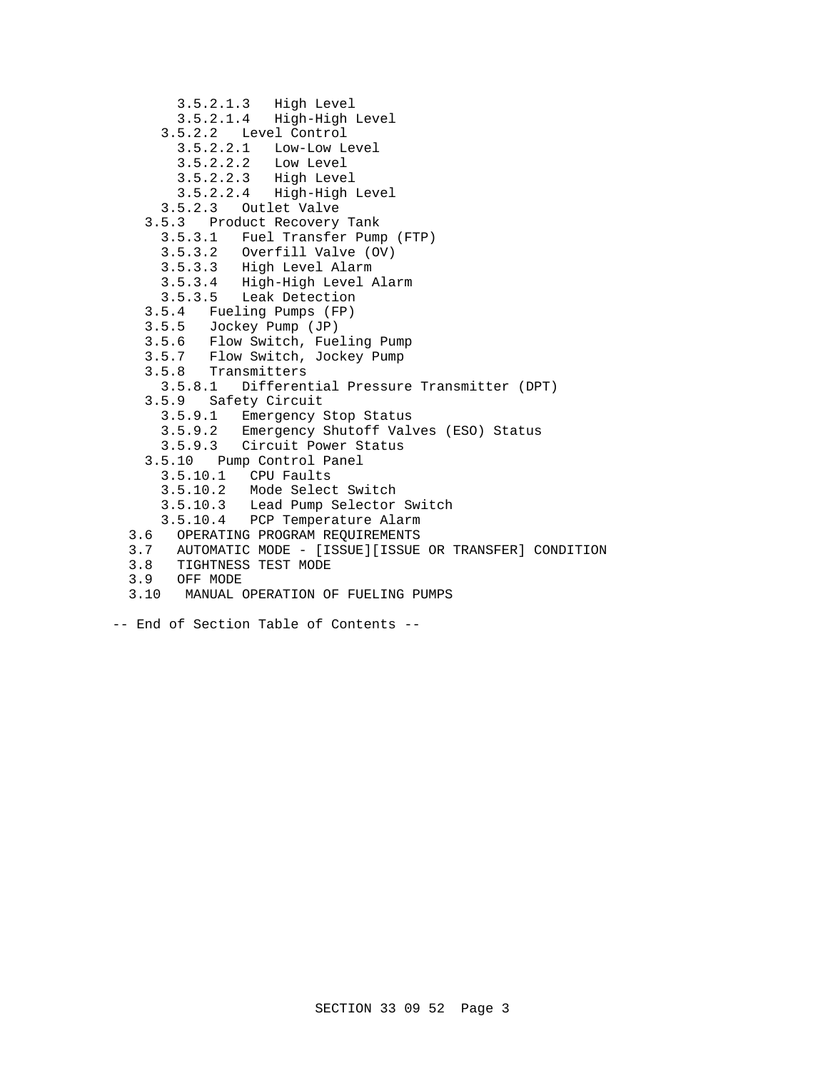3.5.2.1.3 High Level
3.5.2.1.4 High-High Level
3.5.2.2 Level Control
3.5.2.2.1 Low-Low Level
3.5.2.2.2 Low Level
3.5.2.2.3 High Level
3.5.2.2.4 High-High Level
3.5.2.3 Outlet Valve
3.5.3 Product Recovery Tank
3.5.3.1 Fuel Transfer Pump (FTP)
3.5.3.2 Overfill Valve (OV)
3.5.3.3 High Level Alarm
3.5.3.4 High-High Level Alarm
3.5.3.5 Leak Detection
3.5.4 Fueling Pumps (FP)
3.5.5 Jockey Pump (JP)
3.5.6 Flow Switch, Fueling Pump
3.5.7 Flow Switch, Jockey Pump
3.5.8 Transmitters
3.5.8.1 Differential Pressure Transmitter (DPT)
3.5.9 Safety Circuit
3.5.9.1 Emergency Stop Status
3.5.9.2 Emergency Shutoff Valves (ESO) Status
3.5.9.3 Circuit Power Status
3.5.10 Pump Control Panel
3.5.10.1 CPU Faults
3.5.10.2 Mode Select Switch
3.5.10.3 Lead Pump Selector Switch
3.5.10.4 PCP Temperature Alarm
3.6 OPERATING PROGRAM REQUIREMENTS
3.7 AUTOMATIC MODE - [ISSUE][ISSUE OR TRANSFER] CONDITION
3.8 TIGHTNESS TEST MODE
3.9 OFF MODE
3.10 MANUAL OPERATION OF FUELING PUMPS

-- End of Section Table of Contents --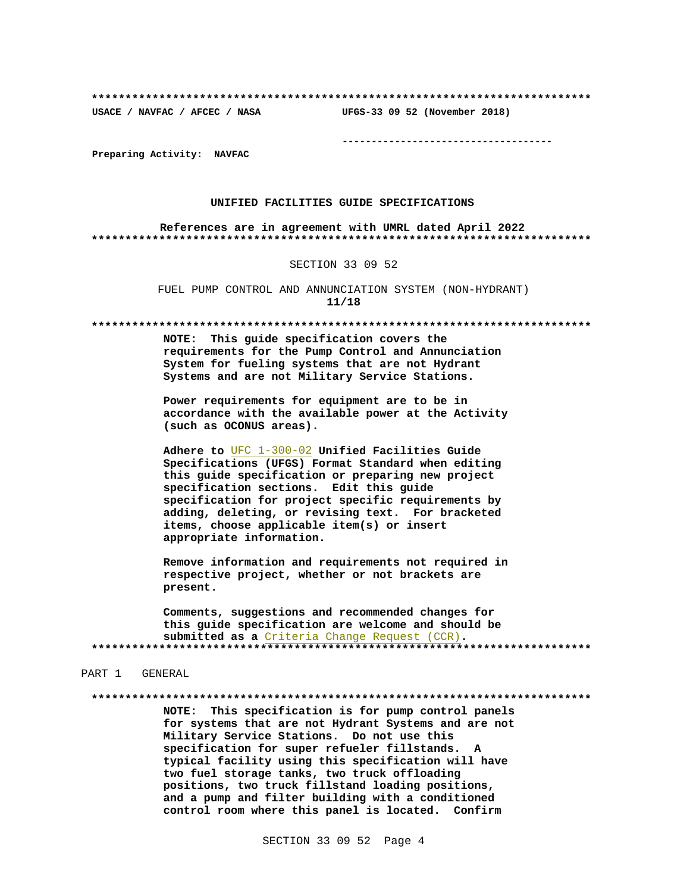**************************************************************************

**USACE / NAVFAC / AFCEC / NASA** **UFGS-33 09 52 (November 2018)**

-----------------------------------

**Preparing Activity: NAVFAC**

**UNIFIED FACILITIES GUIDE SPECIFICATIONS**

**References are in agreement with UMRL dated April 2022**

**************************************************************************

SECTION 33 09 52

FUEL PUMP CONTROL AND ANNUNCIATION SYSTEM (NON-HYDRANT)

**11/18**

**************************************************************************

**NOTE: This guide specification covers the requirements for the Pump Control and Annunciation System for fueling systems that are not Hydrant Systems and are not Military Service Stations.**

**Power requirements for equipment are to be in accordance with the available power at the Activity (such as OCONUS areas).**

**Adhere to** UFC 1-300-02 **Unified Facilities Guide Specifications (UFGS) Format Standard when editing this guide specification or preparing new project specification sections. Edit this guide specification for project specific requirements by adding, deleting, or revising text. For bracketed items, choose applicable item(s) or insert appropriate information.**

**Remove information and requirements not required in respective project, whether or not brackets are present.**

**Comments, suggestions and recommended changes for this guide specification are welcome and should be submitted as a** Criteria Change Request (CCR)**.**

**************************************************************************

PART 1 GENERAL

**************************************************************************

**NOTE: This specification is for pump control panels for systems that are not Hydrant Systems and are not Military Service Stations. Do not use this specification for super refueler fillstands. A typical facility using this specification will have two fuel storage tanks, two truck offloading positions, two truck fillstand loading positions, and a pump and filter building with a conditioned control room where this panel is located. Confirm**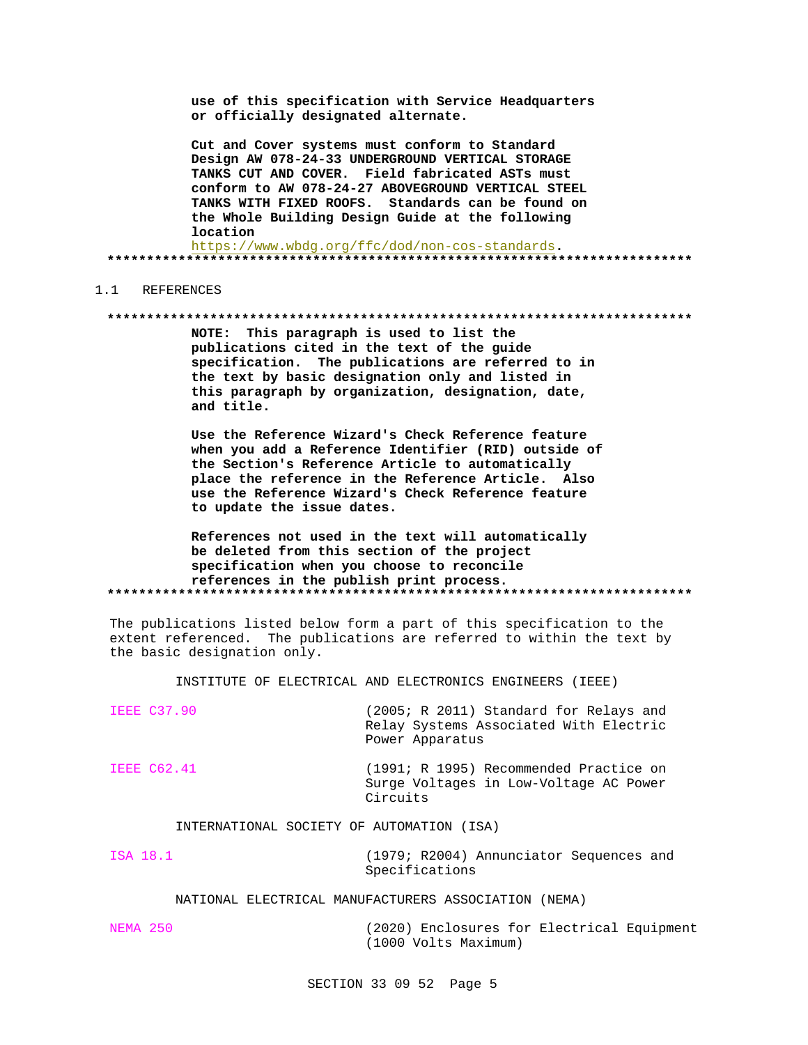**use of this specification with Service Headquarters or officially designated alternate.**

**Cut and Cover systems must conform to Standard Design AW 078-24-33 UNDERGROUND VERTICAL STORAGE TANKS CUT AND COVER. Field fabricated ASTs must conform to AW 078-24-27 ABOVEGROUND VERTICAL STEEL TANKS WITH FIXED ROOFS. Standards can be found on the Whole Building Design Guide at the following location** https://www.wbdg.org/ffc/dod/non-cos-standards.

**************************************************************************

## 1.1 REFERENCES

**************************************************************************

**NOTE: This paragraph is used to list the publications cited in the text of the guide specification. The publications are referred to in the text by basic designation only and listed in this paragraph by organization, designation, date, and title.**

**Use the Reference Wizard's Check Reference feature when you add a Reference Identifier (RID) outside of the Section's Reference Article to automatically place the reference in the Reference Article. Also use the Reference Wizard's Check Reference feature to update the issue dates.**

**References not used in the text will automatically be deleted from this section of the project specification when you choose to reconcile references in the publish print process.**

**************************************************************************

The publications listed below form a part of this specification to the extent referenced. The publications are referred to within the text by the basic designation only.

INSTITUTE OF ELECTRICAL AND ELECTRONICS ENGINEERS (IEEE)

| | |
|---|---|
| IEEE C37.90 | (2005; R 2011) Standard for Relays and Relay Systems Associated With Electric Power Apparatus |
| IEEE C62.41 | (1991; R 1995) Recommended Practice on Surge Voltages in Low-Voltage AC Power Circuits |

INTERNATIONAL SOCIETY OF AUTOMATION (ISA)

| | |
|---|---|
| ISA 18.1 | (1979; R2004) Annunciator Sequences and Specifications |

NATIONAL ELECTRICAL MANUFACTURERS ASSOCIATION (NEMA)

| | |
|---|---|
| NEMA 250 | (2020) Enclosures for Electrical Equipment (1000 Volts Maximum) |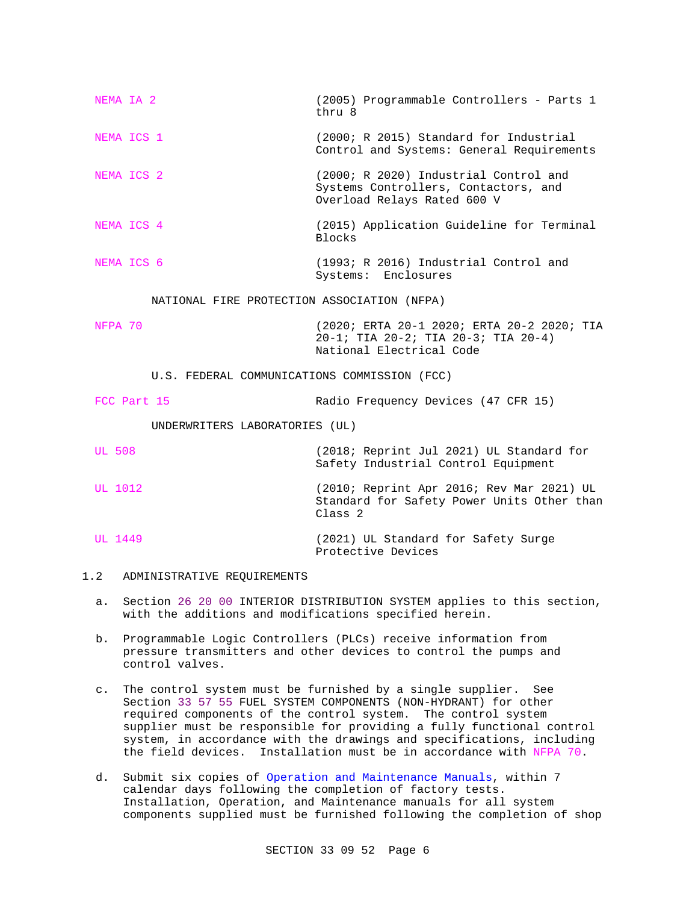| | |
|---|---|
| NEMA IA 2 | (2005) Programmable Controllers - Parts 1 thru 8 |
| NEMA ICS 1 | (2000; R 2015) Standard for Industrial Control and Systems: General Requirements |
| NEMA ICS 2 | (2000; R 2020) Industrial Control and Systems Controllers, Contactors, and Overload Relays Rated 600 V |
| NEMA ICS 4 | (2015) Application Guideline for Terminal Blocks |
| NEMA ICS 6 | (1993; R 2016) Industrial Control and Systems: Enclosures |

NATIONAL FIRE PROTECTION ASSOCIATION (NFPA)

| | |
|---|---|
| NFPA 70 | (2020; ERTA 20-1 2020; ERTA 20-2 2020; TIA 20-1; TIA 20-2; TIA 20-3; TIA 20-4) National Electrical Code |

U.S. FEDERAL COMMUNICATIONS COMMISSION (FCC)

| | |
|---|---|
| FCC Part 15 | Radio Frequency Devices (47 CFR 15) |

UNDERWRITERS LABORATORIES (UL)

| | |
|---|---|
| UL 508 | (2018; Reprint Jul 2021) UL Standard for Safety Industrial Control Equipment |
| UL 1012 | (2010; Reprint Apr 2016; Rev Mar 2021) UL Standard for Safety Power Units Other than Class 2 |
| UL 1449 | (2021) UL Standard for Safety Surge Protective Devices |

## 1.2 ADMINISTRATIVE REQUIREMENTS

a. Section 26 20 00 INTERIOR DISTRIBUTION SYSTEM applies to this section, with the additions and modifications specified herein.

b. Programmable Logic Controllers (PLCs) receive information from pressure transmitters and other devices to control the pumps and control valves.

c. The control system must be furnished by a single supplier. See Section 33 57 55 FUEL SYSTEM COMPONENTS (NON-HYDRANT) for other required components of the control system. The control system supplier must be responsible for providing a fully functional control system, in accordance with the drawings and specifications, including the field devices. Installation must be in accordance with NFPA 70.

d. Submit six copies of Operation and Maintenance Manuals, within 7 calendar days following the completion of factory tests. Installation, Operation, and Maintenance manuals for all system components supplied must be furnished following the completion of shop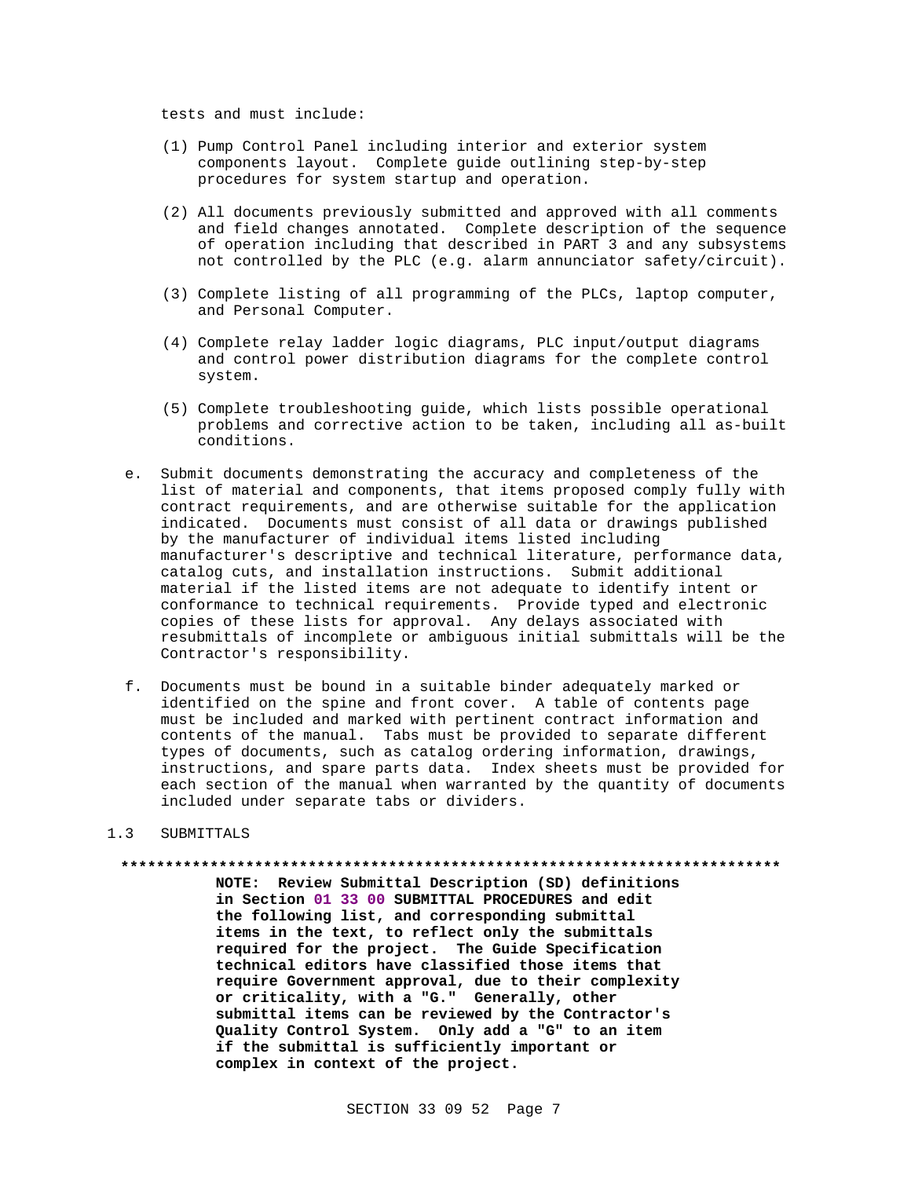tests and must include:

(1) Pump Control Panel including interior and exterior system components layout. Complete guide outlining step-by-step procedures for system startup and operation.

(2) All documents previously submitted and approved with all comments and field changes annotated. Complete description of the sequence of operation including that described in PART 3 and any subsystems not controlled by the PLC (e.g. alarm annunciator safety/circuit).

(3) Complete listing of all programming of the PLCs, laptop computer, and Personal Computer.

(4) Complete relay ladder logic diagrams, PLC input/output diagrams and control power distribution diagrams for the complete control system.

(5) Complete troubleshooting guide, which lists possible operational problems and corrective action to be taken, including all as-built conditions.

e. Submit documents demonstrating the accuracy and completeness of the list of material and components, that items proposed comply fully with contract requirements, and are otherwise suitable for the application indicated. Documents must consist of all data or drawings published by the manufacturer of individual items listed including manufacturer's descriptive and technical literature, performance data, catalog cuts, and installation instructions. Submit additional material if the listed items are not adequate to identify intent or conformance to technical requirements. Provide typed and electronic copies of these lists for approval. Any delays associated with resubmittals of incomplete or ambiguous initial submittals will be the Contractor's responsibility.

f. Documents must be bound in a suitable binder adequately marked or identified on the spine and front cover. A table of contents page must be included and marked with pertinent contract information and contents of the manual. Tabs must be provided to separate different types of documents, such as catalog ordering information, drawings, instructions, and spare parts data. Index sheets must be provided for each section of the manual when warranted by the quantity of documents included under separate tabs or dividers.

## 1.3 SUBMITTALS

**************************************************************************

**NOTE: Review Submittal Description (SD) definitions in Section 01 33 00 SUBMITTAL PROCEDURES and edit the following list, and corresponding submittal items in the text, to reflect only the submittals required for the project. The Guide Specification technical editors have classified those items that require Government approval, due to their complexity or criticality, with a "G." Generally, other submittal items can be reviewed by the Contractor's Quality Control System. Only add a "G" to an item if the submittal is sufficiently important or complex in context of the project.**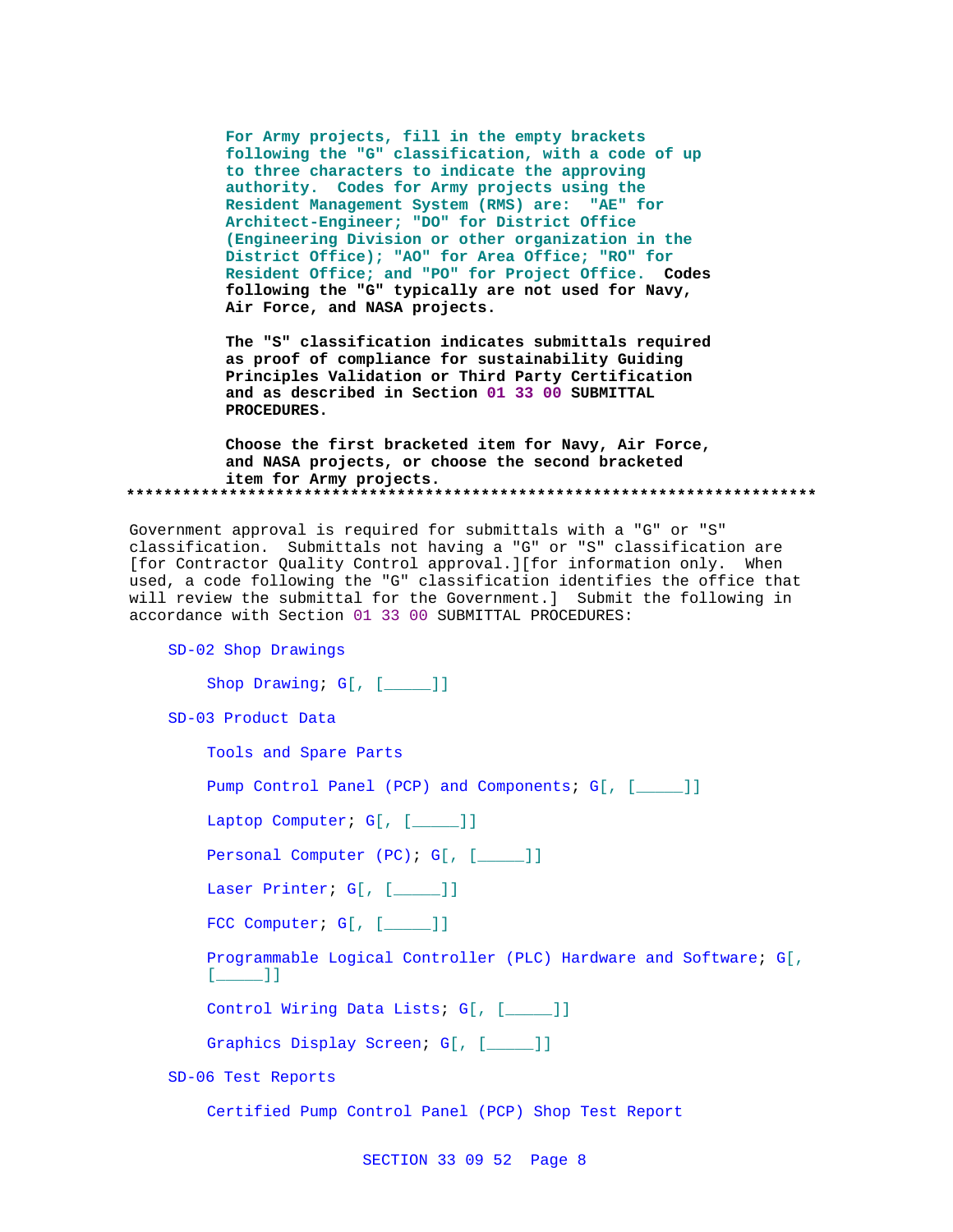For Army projects, fill in the empty brackets following the "G" classification, with a code of up to three characters to indicate the approving authority. Codes for Army projects using the Resident Management System (RMS) are: "AE" for Architect-Engineer; "DO" for District Office (Engineering Division or other organization in the District Office); "AO" for Area Office; "RO" for Resident Office; and "PO" for Project Office. Codes following the "G" typically are not used for Navy, Air Force, and NASA projects.

The "S" classification indicates submittals required as proof of compliance for sustainability Guiding Principles Validation or Third Party Certification and as described in Section 01 33 00 SUBMITTAL PROCEDURES.

Choose the first bracketed item for Navy, Air Force, and NASA projects, or choose the second bracketed item for Army projects.

**************************************************************************

Government approval is required for submittals with a "G" or "S" classification. Submittals not having a "G" or "S" classification are [for Contractor Quality Control approval.][for information only. When used, a code following the "G" classification identifies the office that will review the submittal for the Government.] Submit the following in accordance with Section 01 33 00 SUBMITTAL PROCEDURES:

SD-02 Shop Drawings

Shop Drawing; G[, [_____]]

SD-03 Product Data

Tools and Spare Parts

Pump Control Panel (PCP) and Components; G[, [_____]]

Laptop Computer; G[, [_____]]

Personal Computer (PC); G[, [_____]]

Laser Printer; G[, [_____]]

FCC Computer; G[, [_____]]

Programmable Logical Controller (PLC) Hardware and Software; G[, [_____]]

Control Wiring Data Lists; G[, [_____]]

Graphics Display Screen; G[, [_____]]

SD-06 Test Reports

Certified Pump Control Panel (PCP) Shop Test Report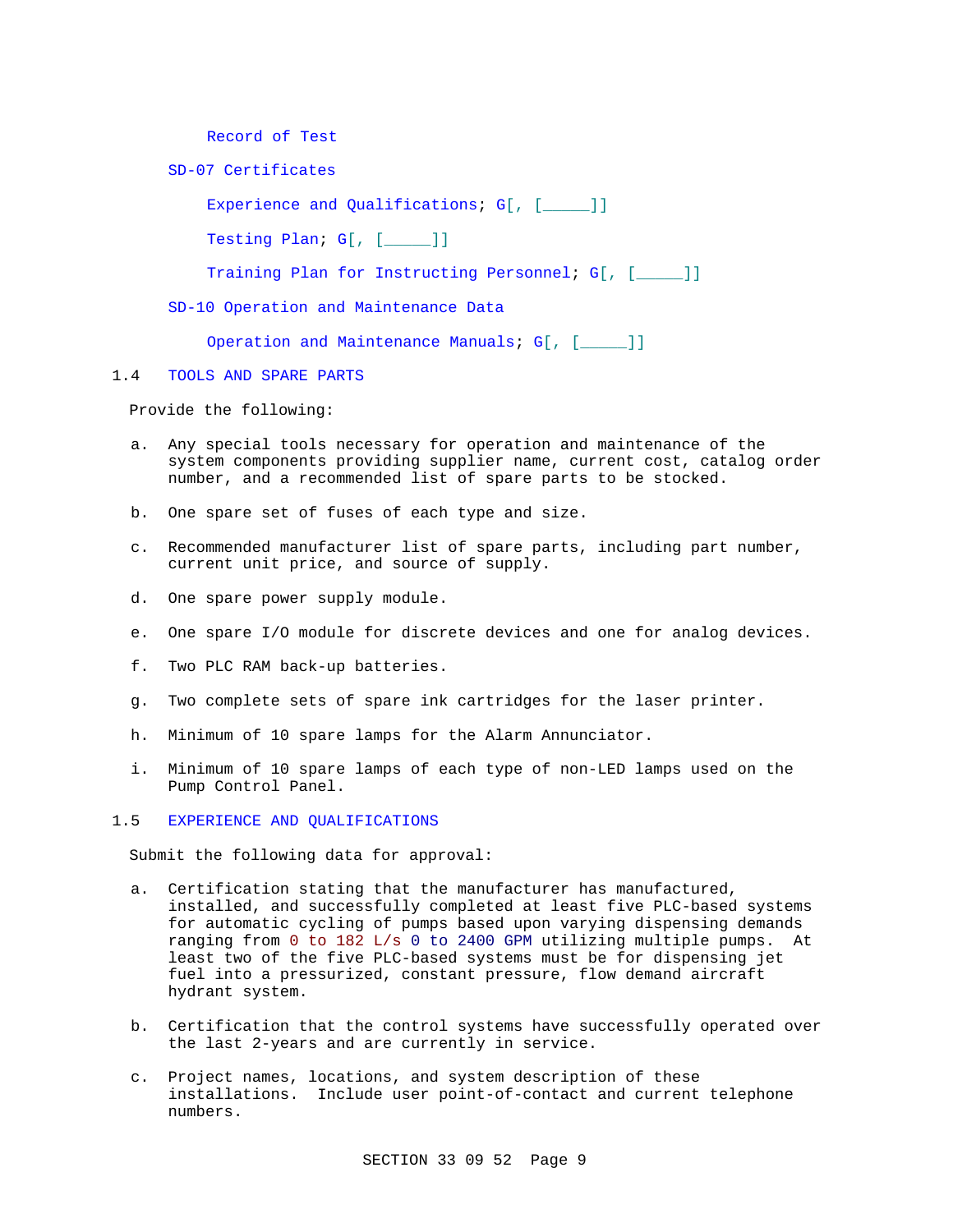Record of Test

SD-07 Certificates

Experience and Qualifications; G[, [_____]]

Testing Plan; G[, [_____]]

Training Plan for Instructing Personnel; G[, [_____]]

SD-10 Operation and Maintenance Data

Operation and Maintenance Manuals; G[, [_____]]

## 1.4 TOOLS AND SPARE PARTS

Provide the following:

a. Any special tools necessary for operation and maintenance of the system components providing supplier name, current cost, catalog order number, and a recommended list of spare parts to be stocked.

b. One spare set of fuses of each type and size.

c. Recommended manufacturer list of spare parts, including part number, current unit price, and source of supply.

d. One spare power supply module.

e. One spare I/O module for discrete devices and one for analog devices.

f. Two PLC RAM back-up batteries.

g. Two complete sets of spare ink cartridges for the laser printer.

h. Minimum of 10 spare lamps for the Alarm Annunciator.

i. Minimum of 10 spare lamps of each type of non-LED lamps used on the Pump Control Panel.

## 1.5 EXPERIENCE AND QUALIFICATIONS

Submit the following data for approval:

a. Certification stating that the manufacturer has manufactured, installed, and successfully completed at least five PLC-based systems for automatic cycling of pumps based upon varying dispensing demands ranging from 0 to 182 L/s 0 to 2400 GPM utilizing multiple pumps. At least two of the five PLC-based systems must be for dispensing jet fuel into a pressurized, constant pressure, flow demand aircraft hydrant system.

b. Certification that the control systems have successfully operated over the last 2-years and are currently in service.

c. Project names, locations, and system description of these installations. Include user point-of-contact and current telephone numbers.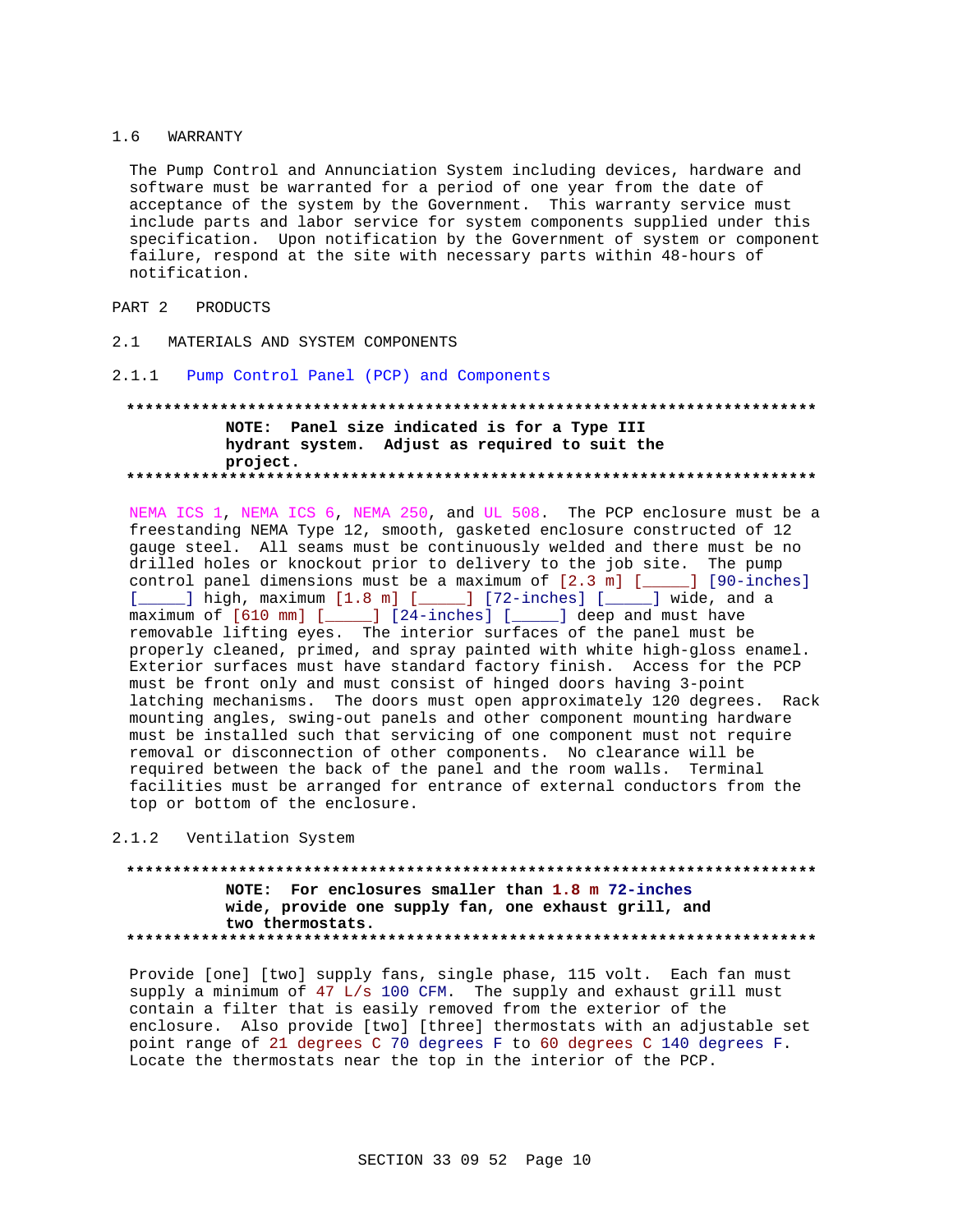## 1.6 WARRANTY

The Pump Control and Annunciation System including devices, hardware and software must be warranted for a period of one year from the date of acceptance of the system by the Government. This warranty service must include parts and labor service for system components supplied under this specification. Upon notification by the Government of system or component failure, respond at the site with necessary parts within 48-hours of notification.

# PART 2 PRODUCTS

## 2.1 MATERIALS AND SYSTEM COMPONENTS

### 2.1.1 Pump Control Panel (PCP) and Components

**************************************************************************

**NOTE: Panel size indicated is for a Type III hydrant system. Adjust as required to suit the project.**

**************************************************************************

NEMA ICS 1, NEMA ICS 6, NEMA 250, and UL 508. The PCP enclosure must be a freestanding NEMA Type 12, smooth, gasketed enclosure constructed of 12 gauge steel. All seams must be continuously welded and there must be no drilled holes or knockout prior to delivery to the job site. The pump control panel dimensions must be a maximum of [2.3 m] [_____] [90-inches] [_____] high, maximum [1.8 m] [_____] [72-inches] [_____] wide, and a maximum of [610 mm] [_____] [24-inches] [_____] deep and must have removable lifting eyes. The interior surfaces of the panel must be properly cleaned, primed, and spray painted with white high-gloss enamel. Exterior surfaces must have standard factory finish. Access for the PCP must be front only and must consist of hinged doors having 3-point latching mechanisms. The doors must open approximately 120 degrees. Rack mounting angles, swing-out panels and other component mounting hardware must be installed such that servicing of one component must not require removal or disconnection of other components. No clearance will be required between the back of the panel and the room walls. Terminal facilities must be arranged for entrance of external conductors from the top or bottom of the enclosure.

### 2.1.2 Ventilation System

**************************************************************************

**NOTE: For enclosures smaller than 1.8 m 72-inches wide, provide one supply fan, one exhaust grill, and two thermostats.**

**************************************************************************

Provide [one] [two] supply fans, single phase, 115 volt. Each fan must supply a minimum of 47 L/s 100 CFM. The supply and exhaust grill must contain a filter that is easily removed from the exterior of the enclosure. Also provide [two] [three] thermostats with an adjustable set point range of 21 degrees C 70 degrees F to 60 degrees C 140 degrees F. Locate the thermostats near the top in the interior of the PCP.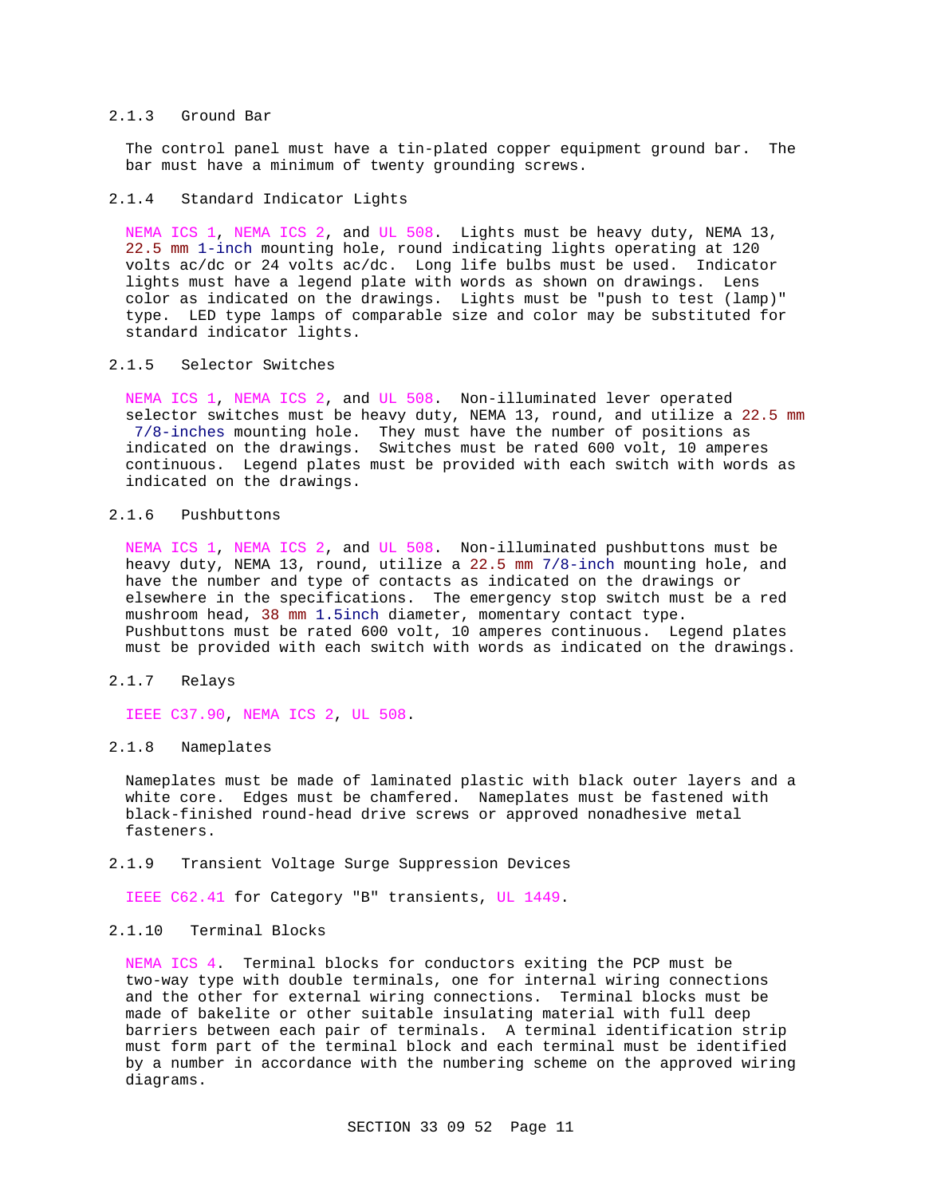### 2.1.3 Ground Bar

The control panel must have a tin-plated copper equipment ground bar. The bar must have a minimum of twenty grounding screws.

### 2.1.4 Standard Indicator Lights

NEMA ICS 1, NEMA ICS 2, and UL 508. Lights must be heavy duty, NEMA 13, 22.5 mm 1-inch mounting hole, round indicating lights operating at 120 volts ac/dc or 24 volts ac/dc. Long life bulbs must be used. Indicator lights must have a legend plate with words as shown on drawings. Lens color as indicated on the drawings. Lights must be "push to test (lamp)" type. LED type lamps of comparable size and color may be substituted for standard indicator lights.

### 2.1.5 Selector Switches

NEMA ICS 1, NEMA ICS 2, and UL 508. Non-illuminated lever operated selector switches must be heavy duty, NEMA 13, round, and utilize a 22.5 mm 7/8-inches mounting hole. They must have the number of positions as indicated on the drawings. Switches must be rated 600 volt, 10 amperes continuous. Legend plates must be provided with each switch with words as indicated on the drawings.

### 2.1.6 Pushbuttons

NEMA ICS 1, NEMA ICS 2, and UL 508. Non-illuminated pushbuttons must be heavy duty, NEMA 13, round, utilize a 22.5 mm 7/8-inch mounting hole, and have the number and type of contacts as indicated on the drawings or elsewhere in the specifications. The emergency stop switch must be a red mushroom head, 38 mm 1.5inch diameter, momentary contact type. Pushbuttons must be rated 600 volt, 10 amperes continuous. Legend plates must be provided with each switch with words as indicated on the drawings.

### 2.1.7 Relays

IEEE C37.90, NEMA ICS 2, UL 508.

### 2.1.8 Nameplates

Nameplates must be made of laminated plastic with black outer layers and a white core. Edges must be chamfered. Nameplates must be fastened with black-finished round-head drive screws or approved nonadhesive metal fasteners.

### 2.1.9 Transient Voltage Surge Suppression Devices

IEEE C62.41 for Category "B" transients, UL 1449.

### 2.1.10 Terminal Blocks

NEMA ICS 4. Terminal blocks for conductors exiting the PCP must be two-way type with double terminals, one for internal wiring connections and the other for external wiring connections. Terminal blocks must be made of bakelite or other suitable insulating material with full deep barriers between each pair of terminals. A terminal identification strip must form part of the terminal block and each terminal must be identified by a number in accordance with the numbering scheme on the approved wiring diagrams.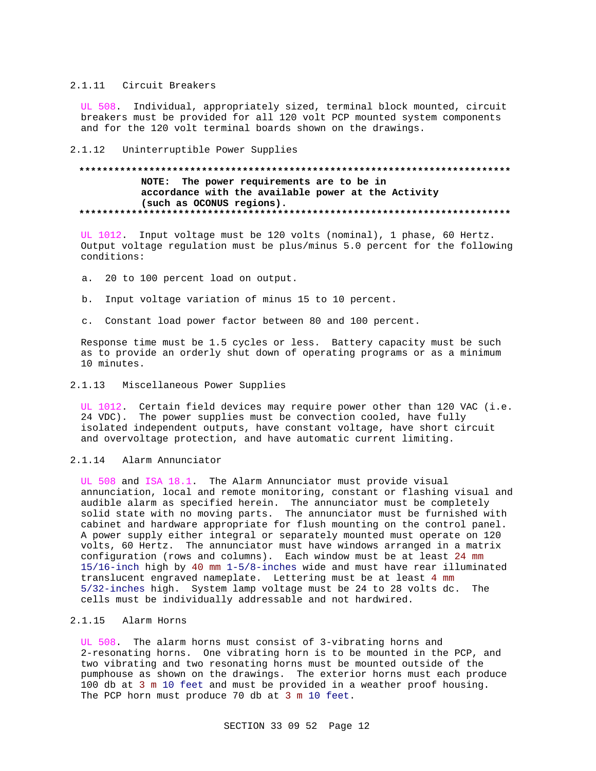### 2.1.11 Circuit Breakers

UL 508. Individual, appropriately sized, terminal block mounted, circuit breakers must be provided for all 120 volt PCP mounted system components and for the 120 volt terminal boards shown on the drawings.

### 2.1.12 Uninterruptible Power Supplies

**************************************************************************

**NOTE: The power requirements are to be in accordance with the available power at the Activity (such as OCONUS regions).**

**************************************************************************

UL 1012. Input voltage must be 120 volts (nominal), 1 phase, 60 Hertz. Output voltage regulation must be plus/minus 5.0 percent for the following conditions:

a. 20 to 100 percent load on output.

b. Input voltage variation of minus 15 to 10 percent.

c. Constant load power factor between 80 and 100 percent.

Response time must be 1.5 cycles or less. Battery capacity must be such as to provide an orderly shut down of operating programs or as a minimum 10 minutes.

### 2.1.13 Miscellaneous Power Supplies

UL 1012. Certain field devices may require power other than 120 VAC (i.e. 24 VDC). The power supplies must be convection cooled, have fully isolated independent outputs, have constant voltage, have short circuit and overvoltage protection, and have automatic current limiting.

### 2.1.14 Alarm Annunciator

UL 508 and ISA 18.1. The Alarm Annunciator must provide visual annunciation, local and remote monitoring, constant or flashing visual and audible alarm as specified herein. The annunciator must be completely solid state with no moving parts. The annunciator must be furnished with cabinet and hardware appropriate for flush mounting on the control panel. A power supply either integral or separately mounted must operate on 120 volts, 60 Hertz. The annunciator must have windows arranged in a matrix configuration (rows and columns). Each window must be at least 24 mm 15/16-inch high by 40 mm 1-5/8-inches wide and must have rear illuminated translucent engraved nameplate. Lettering must be at least 4 mm 5/32-inches high. System lamp voltage must be 24 to 28 volts dc. The cells must be individually addressable and not hardwired.

### 2.1.15 Alarm Horns

UL 508. The alarm horns must consist of 3-vibrating horns and 2-resonating horns. One vibrating horn is to be mounted in the PCP, and two vibrating and two resonating horns must be mounted outside of the pumphouse as shown on the drawings. The exterior horns must each produce 100 db at 3 m 10 feet and must be provided in a weather proof housing. The PCP horn must produce 70 db at 3 m 10 feet.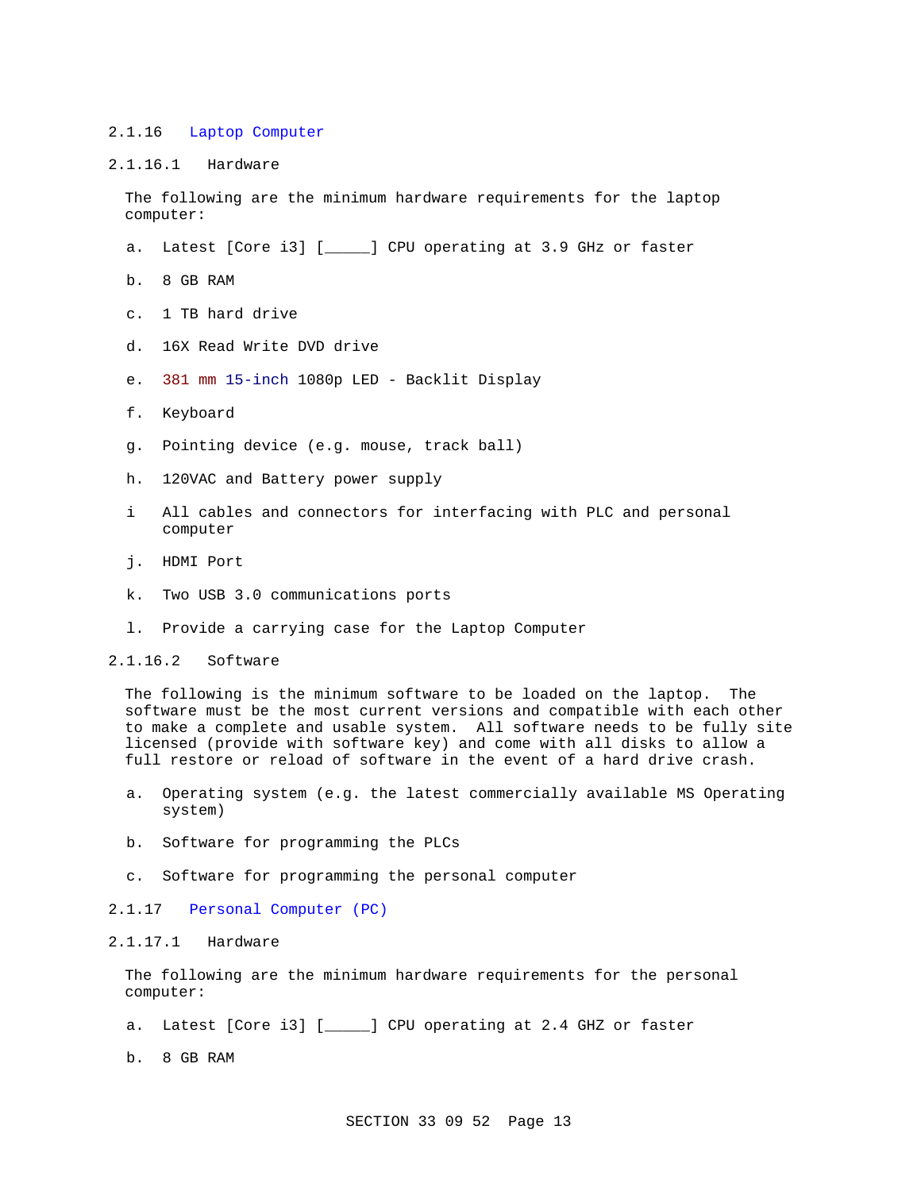#### 2.1.16 Laptop Computer

##### 2.1.16.1 Hardware

The following are the minimum hardware requirements for the laptop computer:

a. Latest [Core i3] [_____] CPU operating at 3.9 GHz or faster

b. 8 GB RAM

c. 1 TB hard drive

d. 16X Read Write DVD drive

e. 381 mm 15-inch 1080p LED - Backlit Display

f. Keyboard

g. Pointing device (e.g. mouse, track ball)

h. 120VAC and Battery power supply

i All cables and connectors for interfacing with PLC and personal computer

j. HDMI Port

k. Two USB 3.0 communications ports

l. Provide a carrying case for the Laptop Computer

##### 2.1.16.2 Software

The following is the minimum software to be loaded on the laptop. The software must be the most current versions and compatible with each other to make a complete and usable system. All software needs to be fully site licensed (provide with software key) and come with all disks to allow a full restore or reload of software in the event of a hard drive crash.

a. Operating system (e.g. the latest commercially available MS Operating system)

b. Software for programming the PLCs

c. Software for programming the personal computer

#### 2.1.17 Personal Computer (PC)

##### 2.1.17.1 Hardware

The following are the minimum hardware requirements for the personal computer:

a. Latest [Core i3] [_____] CPU operating at 2.4 GHZ or faster

b. 8 GB RAM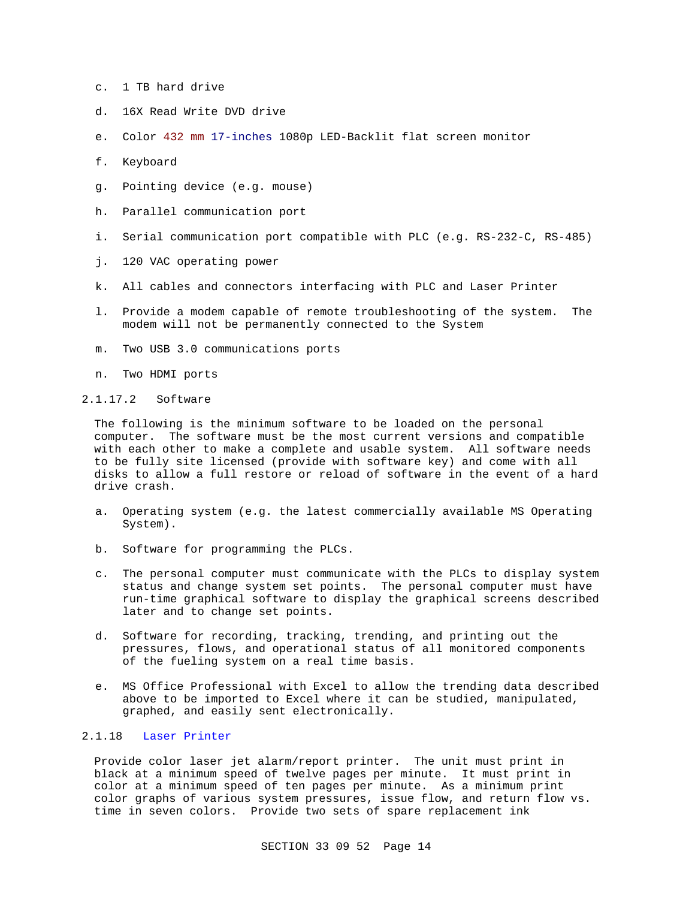c. 1 TB hard drive

d. 16X Read Write DVD drive

e. Color 432 mm 17-inches 1080p LED-Backlit flat screen monitor

f. Keyboard

g. Pointing device (e.g. mouse)

h. Parallel communication port

i. Serial communication port compatible with PLC (e.g. RS-232-C, RS-485)

j. 120 VAC operating power

k. All cables and connectors interfacing with PLC and Laser Printer

l. Provide a modem capable of remote troubleshooting of the system. The modem will not be permanently connected to the System

m. Two USB 3.0 communications ports

n. Two HDMI ports

#### 2.1.17.2 Software

The following is the minimum software to be loaded on the personal computer. The software must be the most current versions and compatible with each other to make a complete and usable system. All software needs to be fully site licensed (provide with software key) and come with all disks to allow a full restore or reload of software in the event of a hard drive crash.

a. Operating system (e.g. the latest commercially available MS Operating System).

b. Software for programming the PLCs.

c. The personal computer must communicate with the PLCs to display system status and change system set points. The personal computer must have run-time graphical software to display the graphical screens described later and to change set points.

d. Software for recording, tracking, trending, and printing out the pressures, flows, and operational status of all monitored components of the fueling system on a real time basis.

e. MS Office Professional with Excel to allow the trending data described above to be imported to Excel where it can be studied, manipulated, graphed, and easily sent electronically.

### 2.1.18 Laser Printer

Provide color laser jet alarm/report printer. The unit must print in black at a minimum speed of twelve pages per minute. It must print in color at a minimum speed of ten pages per minute. As a minimum print color graphs of various system pressures, issue flow, and return flow vs. time in seven colors. Provide two sets of spare replacement ink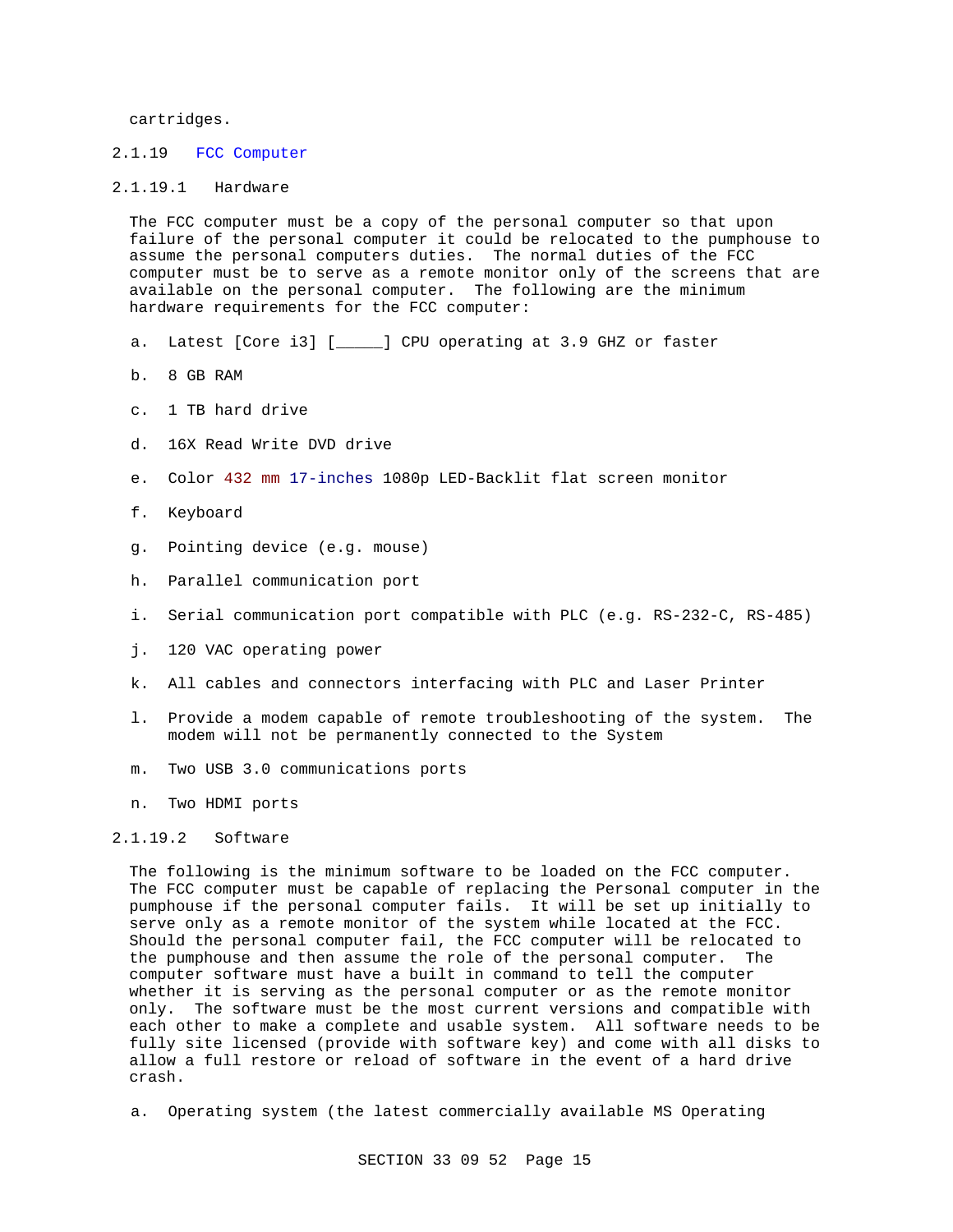cartridges.

#### 2.1.19 FCC Computer

##### 2.1.19.1 Hardware

The FCC computer must be a copy of the personal computer so that upon failure of the personal computer it could be relocated to the pumphouse to assume the personal computers duties. The normal duties of the FCC computer must be to serve as a remote monitor only of the screens that are available on the personal computer. The following are the minimum hardware requirements for the FCC computer:

a. Latest [Core i3] [_____] CPU operating at 3.9 GHZ or faster

b. 8 GB RAM

c. 1 TB hard drive

d. 16X Read Write DVD drive

e. Color 432 mm 17-inches 1080p LED-Backlit flat screen monitor

f. Keyboard

g. Pointing device (e.g. mouse)

h. Parallel communication port

i. Serial communication port compatible with PLC (e.g. RS-232-C, RS-485)

j. 120 VAC operating power

k. All cables and connectors interfacing with PLC and Laser Printer

l. Provide a modem capable of remote troubleshooting of the system. The modem will not be permanently connected to the System

m. Two USB 3.0 communications ports

n. Two HDMI ports

##### 2.1.19.2 Software

The following is the minimum software to be loaded on the FCC computer. The FCC computer must be capable of replacing the Personal computer in the pumphouse if the personal computer fails. It will be set up initially to serve only as a remote monitor of the system while located at the FCC. Should the personal computer fail, the FCC computer will be relocated to the pumphouse and then assume the role of the personal computer. The computer software must have a built in command to tell the computer whether it is serving as the personal computer or as the remote monitor only. The software must be the most current versions and compatible with each other to make a complete and usable system. All software needs to be fully site licensed (provide with software key) and come with all disks to allow a full restore or reload of software in the event of a hard drive crash.

a. Operating system (the latest commercially available MS Operating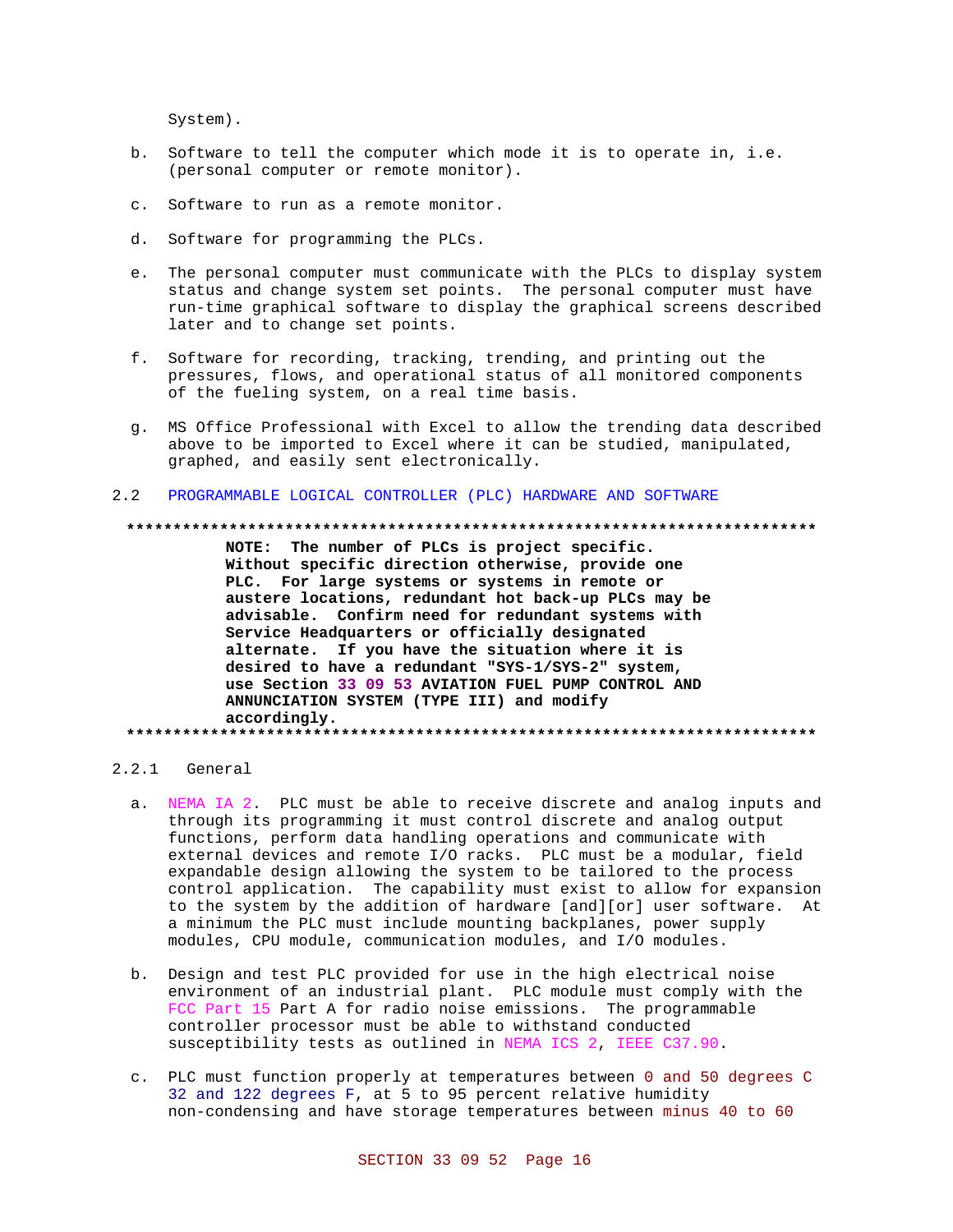System).

b. Software to tell the computer which mode it is to operate in, i.e. (personal computer or remote monitor).

c. Software to run as a remote monitor.

d. Software for programming the PLCs.

e. The personal computer must communicate with the PLCs to display system status and change system set points. The personal computer must have run-time graphical software to display the graphical screens described later and to change set points.

f. Software for recording, tracking, trending, and printing out the pressures, flows, and operational status of all monitored components of the fueling system, on a real time basis.

g. MS Office Professional with Excel to allow the trending data described above to be imported to Excel where it can be studied, manipulated, graphed, and easily sent electronically.

## 2.2 PROGRAMMABLE LOGICAL CONTROLLER (PLC) HARDWARE AND SOFTWARE

**************************************************************************

**NOTE: The number of PLCs is project specific. Without specific direction otherwise, provide one PLC. For large systems or systems in remote or austere locations, redundant hot back-up PLCs may be advisable. Confirm need for redundant systems with Service Headquarters or officially designated alternate. If you have the situation where it is desired to have a redundant "SYS-1/SYS-2" system, use Section 33 09 53 AVIATION FUEL PUMP CONTROL AND ANNUNCIATION SYSTEM (TYPE III) and modify accordingly.**

**************************************************************************

### 2.2.1 General

a. NEMA IA 2. PLC must be able to receive discrete and analog inputs and through its programming it must control discrete and analog output functions, perform data handling operations and communicate with external devices and remote I/O racks. PLC must be a modular, field expandable design allowing the system to be tailored to the process control application. The capability must exist to allow for expansion to the system by the addition of hardware [and][or] user software. At a minimum the PLC must include mounting backplanes, power supply modules, CPU module, communication modules, and I/O modules.

b. Design and test PLC provided for use in the high electrical noise environment of an industrial plant. PLC module must comply with the FCC Part 15 Part A for radio noise emissions. The programmable controller processor must be able to withstand conducted susceptibility tests as outlined in NEMA ICS 2, IEEE C37.90.

c. PLC must function properly at temperatures between 0 and 50 degrees C 32 and 122 degrees F, at 5 to 95 percent relative humidity non-condensing and have storage temperatures between minus 40 to 60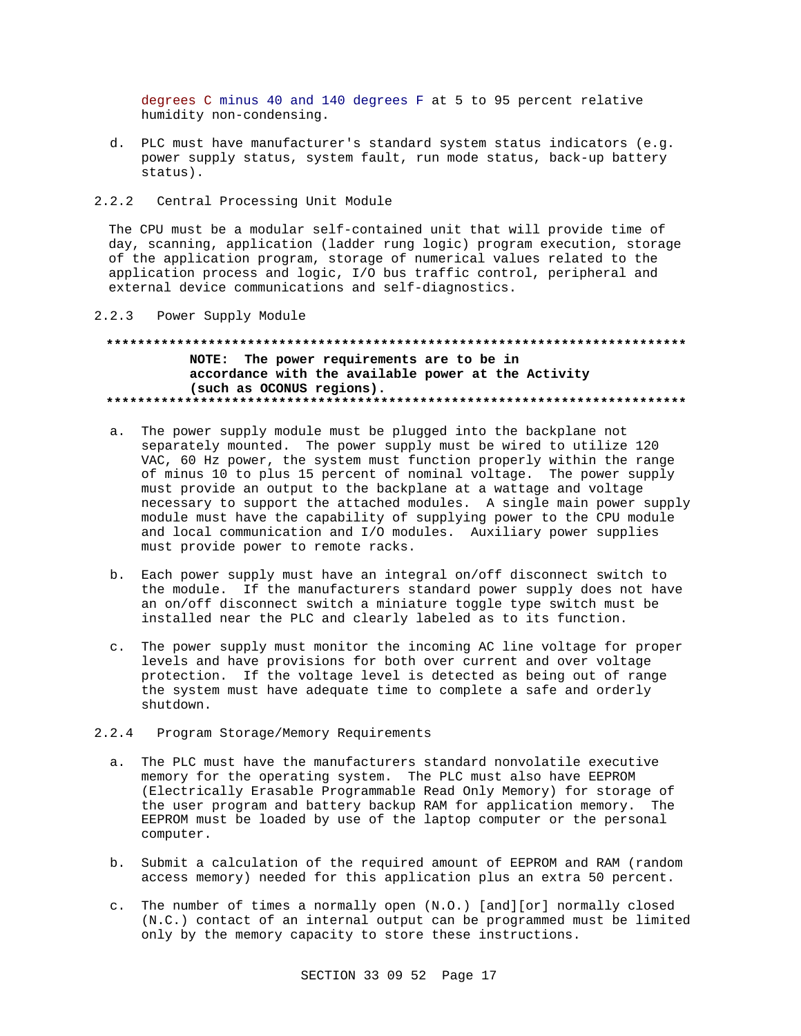degrees C minus 40 and 140 degrees F at 5 to 95 percent relative humidity non-condensing.

d. PLC must have manufacturer's standard system status indicators (e.g. power supply status, system fault, run mode status, back-up battery status).

### 2.2.2 Central Processing Unit Module

The CPU must be a modular self-contained unit that will provide time of day, scanning, application (ladder rung logic) program execution, storage of the application program, storage of numerical values related to the application process and logic, I/O bus traffic control, peripheral and external device communications and self-diagnostics.

### 2.2.3 Power Supply Module

**************************************************************************

**NOTE: The power requirements are to be in accordance with the available power at the Activity (such as OCONUS regions).**

**************************************************************************

a. The power supply module must be plugged into the backplane not separately mounted. The power supply must be wired to utilize 120 VAC, 60 Hz power, the system must function properly within the range of minus 10 to plus 15 percent of nominal voltage. The power supply must provide an output to the backplane at a wattage and voltage necessary to support the attached modules. A single main power supply module must have the capability of supplying power to the CPU module and local communication and I/O modules. Auxiliary power supplies must provide power to remote racks.

b. Each power supply must have an integral on/off disconnect switch to the module. If the manufacturers standard power supply does not have an on/off disconnect switch a miniature toggle type switch must be installed near the PLC and clearly labeled as to its function.

c. The power supply must monitor the incoming AC line voltage for proper levels and have provisions for both over current and over voltage protection. If the voltage level is detected as being out of range the system must have adequate time to complete a safe and orderly shutdown.

### 2.2.4 Program Storage/Memory Requirements

a. The PLC must have the manufacturers standard nonvolatile executive memory for the operating system. The PLC must also have EEPROM (Electrically Erasable Programmable Read Only Memory) for storage of the user program and battery backup RAM for application memory. The EEPROM must be loaded by use of the laptop computer or the personal computer.

b. Submit a calculation of the required amount of EEPROM and RAM (random access memory) needed for this application plus an extra 50 percent.

c. The number of times a normally open (N.O.) [and][or] normally closed (N.C.) contact of an internal output can be programmed must be limited only by the memory capacity to store these instructions.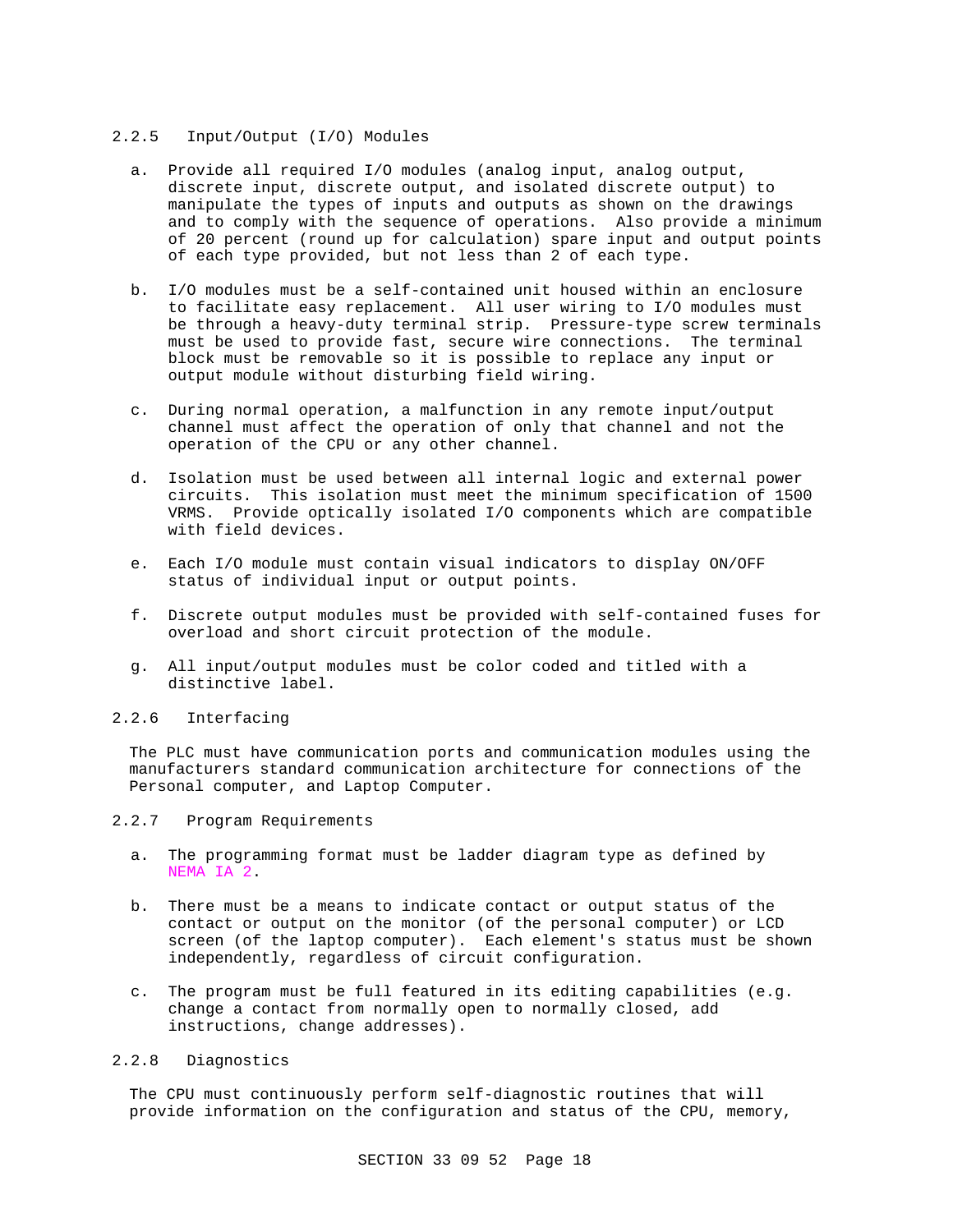### 2.2.5 Input/Output (I/O) Modules

a. Provide all required I/O modules (analog input, analog output, discrete input, discrete output, and isolated discrete output) to manipulate the types of inputs and outputs as shown on the drawings and to comply with the sequence of operations. Also provide a minimum of 20 percent (round up for calculation) spare input and output points of each type provided, but not less than 2 of each type.

b. I/O modules must be a self-contained unit housed within an enclosure to facilitate easy replacement. All user wiring to I/O modules must be through a heavy-duty terminal strip. Pressure-type screw terminals must be used to provide fast, secure wire connections. The terminal block must be removable so it is possible to replace any input or output module without disturbing field wiring.

c. During normal operation, a malfunction in any remote input/output channel must affect the operation of only that channel and not the operation of the CPU or any other channel.

d. Isolation must be used between all internal logic and external power circuits. This isolation must meet the minimum specification of 1500 VRMS. Provide optically isolated I/O components which are compatible with field devices.

e. Each I/O module must contain visual indicators to display ON/OFF status of individual input or output points.

f. Discrete output modules must be provided with self-contained fuses for overload and short circuit protection of the module.

g. All input/output modules must be color coded and titled with a distinctive label.

### 2.2.6 Interfacing

The PLC must have communication ports and communication modules using the manufacturers standard communication architecture for connections of the Personal computer, and Laptop Computer.

### 2.2.7 Program Requirements

a. The programming format must be ladder diagram type as defined by NEMA IA 2.

b. There must be a means to indicate contact or output status of the contact or output on the monitor (of the personal computer) or LCD screen (of the laptop computer). Each element's status must be shown independently, regardless of circuit configuration.

c. The program must be full featured in its editing capabilities (e.g. change a contact from normally open to normally closed, add instructions, change addresses).

### 2.2.8 Diagnostics

The CPU must continuously perform self-diagnostic routines that will provide information on the configuration and status of the CPU, memory,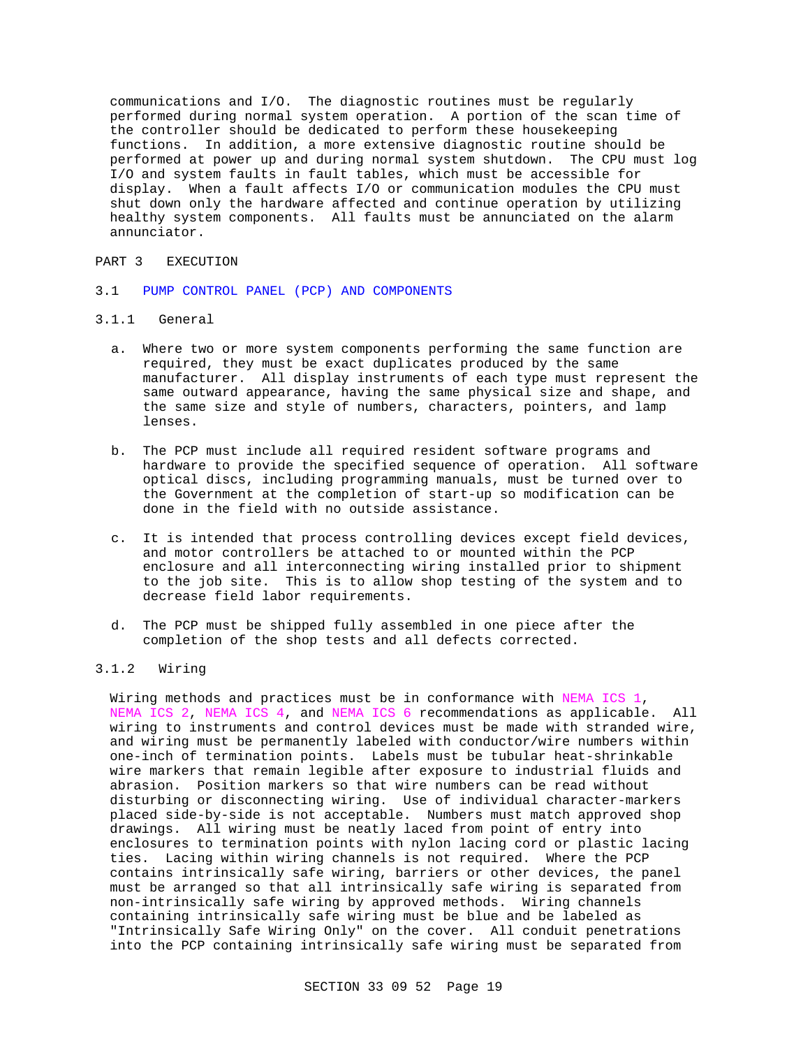communications and I/O. The diagnostic routines must be regularly performed during normal system operation. A portion of the scan time of the controller should be dedicated to perform these housekeeping functions. In addition, a more extensive diagnostic routine should be performed at power up and during normal system shutdown. The CPU must log I/O and system faults in fault tables, which must be accessible for display. When a fault affects I/O or communication modules the CPU must shut down only the hardware affected and continue operation by utilizing healthy system components. All faults must be annunciated on the alarm annunciator.

# PART 3 EXECUTION

## 3.1 PUMP CONTROL PANEL (PCP) AND COMPONENTS

### 3.1.1 General

a. Where two or more system components performing the same function are required, they must be exact duplicates produced by the same manufacturer. All display instruments of each type must represent the same outward appearance, having the same physical size and shape, and the same size and style of numbers, characters, pointers, and lamp lenses.

b. The PCP must include all required resident software programs and hardware to provide the specified sequence of operation. All software optical discs, including programming manuals, must be turned over to the Government at the completion of start-up so modification can be done in the field with no outside assistance.

c. It is intended that process controlling devices except field devices, and motor controllers be attached to or mounted within the PCP enclosure and all interconnecting wiring installed prior to shipment to the job site. This is to allow shop testing of the system and to decrease field labor requirements.

d. The PCP must be shipped fully assembled in one piece after the completion of the shop tests and all defects corrected.

### 3.1.2 Wiring

Wiring methods and practices must be in conformance with NEMA ICS 1, NEMA ICS 2, NEMA ICS 4, and NEMA ICS 6 recommendations as applicable. All wiring to instruments and control devices must be made with stranded wire, and wiring must be permanently labeled with conductor/wire numbers within one-inch of termination points. Labels must be tubular heat-shrinkable wire markers that remain legible after exposure to industrial fluids and abrasion. Position markers so that wire numbers can be read without disturbing or disconnecting wiring. Use of individual character-markers placed side-by-side is not acceptable. Numbers must match approved shop drawings. All wiring must be neatly laced from point of entry into enclosures to termination points with nylon lacing cord or plastic lacing ties. Lacing within wiring channels is not required. Where the PCP contains intrinsically safe wiring, barriers or other devices, the panel must be arranged so that all intrinsically safe wiring is separated from non-intrinsically safe wiring by approved methods. Wiring channels containing intrinsically safe wiring must be blue and be labeled as "Intrinsically Safe Wiring Only" on the cover. All conduit penetrations into the PCP containing intrinsically safe wiring must be separated from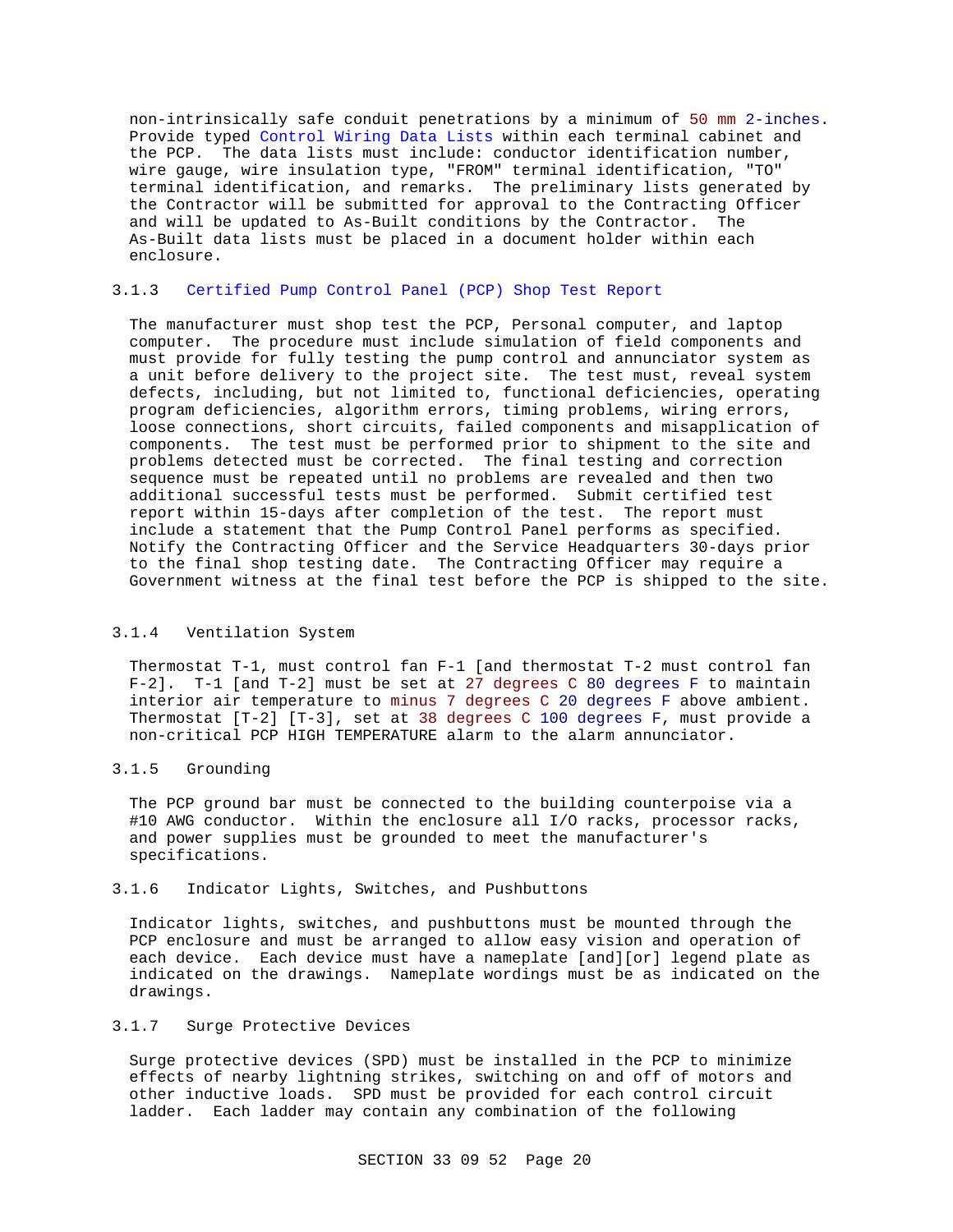non-intrinsically safe conduit penetrations by a minimum of 50 mm 2-inches. Provide typed Control Wiring Data Lists within each terminal cabinet and the PCP. The data lists must include: conductor identification number, wire gauge, wire insulation type, "FROM" terminal identification, "TO" terminal identification, and remarks. The preliminary lists generated by the Contractor will be submitted for approval to the Contracting Officer and will be updated to As-Built conditions by the Contractor. The As-Built data lists must be placed in a document holder within each enclosure.

### 3.1.3 Certified Pump Control Panel (PCP) Shop Test Report

The manufacturer must shop test the PCP, Personal computer, and laptop computer. The procedure must include simulation of field components and must provide for fully testing the pump control and annunciator system as a unit before delivery to the project site. The test must, reveal system defects, including, but not limited to, functional deficiencies, operating program deficiencies, algorithm errors, timing problems, wiring errors, loose connections, short circuits, failed components and misapplication of components. The test must be performed prior to shipment to the site and problems detected must be corrected. The final testing and correction sequence must be repeated until no problems are revealed and then two additional successful tests must be performed. Submit certified test report within 15-days after completion of the test. The report must include a statement that the Pump Control Panel performs as specified. Notify the Contracting Officer and the Service Headquarters 30-days prior to the final shop testing date. The Contracting Officer may require a Government witness at the final test before the PCP is shipped to the site.

### 3.1.4 Ventilation System

Thermostat T-1, must control fan F-1 [and thermostat T-2 must control fan F-2]. T-1 [and T-2] must be set at 27 degrees C 80 degrees F to maintain interior air temperature to minus 7 degrees C 20 degrees F above ambient. Thermostat [T-2] [T-3], set at 38 degrees C 100 degrees F, must provide a non-critical PCP HIGH TEMPERATURE alarm to the alarm annunciator.

### 3.1.5 Grounding

The PCP ground bar must be connected to the building counterpoise via a #10 AWG conductor. Within the enclosure all I/O racks, processor racks, and power supplies must be grounded to meet the manufacturer's specifications.

### 3.1.6 Indicator Lights, Switches, and Pushbuttons

Indicator lights, switches, and pushbuttons must be mounted through the PCP enclosure and must be arranged to allow easy vision and operation of each device. Each device must have a nameplate [and][or] legend plate as indicated on the drawings. Nameplate wordings must be as indicated on the drawings.

### 3.1.7 Surge Protective Devices

Surge protective devices (SPD) must be installed in the PCP to minimize effects of nearby lightning strikes, switching on and off of motors and other inductive loads. SPD must be provided for each control circuit ladder. Each ladder may contain any combination of the following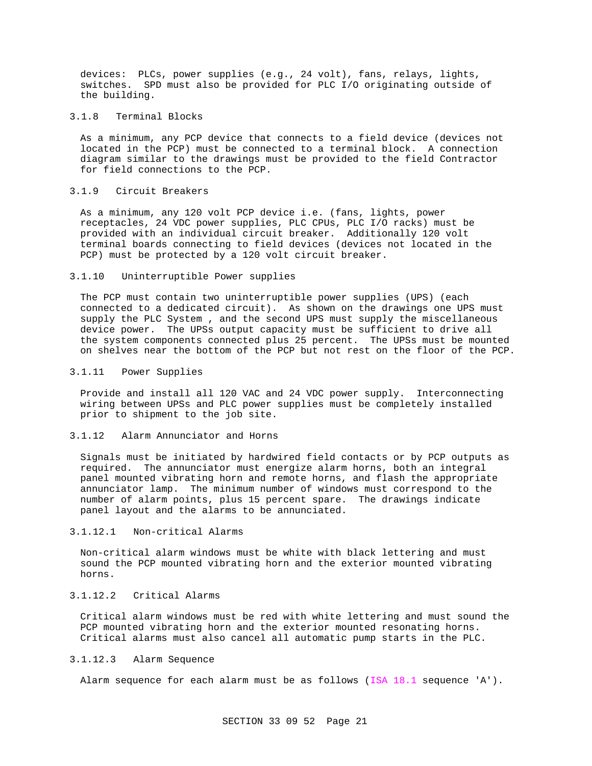devices: PLCs, power supplies (e.g., 24 volt), fans, relays, lights, switches. SPD must also be provided for PLC I/O originating outside of the building.

### 3.1.8 Terminal Blocks

As a minimum, any PCP device that connects to a field device (devices not located in the PCP) must be connected to a terminal block. A connection diagram similar to the drawings must be provided to the field Contractor for field connections to the PCP.

### 3.1.9 Circuit Breakers

As a minimum, any 120 volt PCP device i.e. (fans, lights, power receptacles, 24 VDC power supplies, PLC CPUs, PLC I/O racks) must be provided with an individual circuit breaker. Additionally 120 volt terminal boards connecting to field devices (devices not located in the PCP) must be protected by a 120 volt circuit breaker.

### 3.1.10 Uninterruptible Power supplies

The PCP must contain two uninterruptible power supplies (UPS) (each connected to a dedicated circuit). As shown on the drawings one UPS must supply the PLC System , and the second UPS must supply the miscellaneous device power. The UPSs output capacity must be sufficient to drive all the system components connected plus 25 percent. The UPSs must be mounted on shelves near the bottom of the PCP but not rest on the floor of the PCP.

### 3.1.11 Power Supplies

Provide and install all 120 VAC and 24 VDC power supply. Interconnecting wiring between UPSs and PLC power supplies must be completely installed prior to shipment to the job site.

### 3.1.12 Alarm Annunciator and Horns

Signals must be initiated by hardwired field contacts or by PCP outputs as required. The annunciator must energize alarm horns, both an integral panel mounted vibrating horn and remote horns, and flash the appropriate annunciator lamp. The minimum number of windows must correspond to the number of alarm points, plus 15 percent spare. The drawings indicate panel layout and the alarms to be annunciated.

#### 3.1.12.1 Non-critical Alarms

Non-critical alarm windows must be white with black lettering and must sound the PCP mounted vibrating horn and the exterior mounted vibrating horns.

#### 3.1.12.2 Critical Alarms

Critical alarm windows must be red with white lettering and must sound the PCP mounted vibrating horn and the exterior mounted resonating horns. Critical alarms must also cancel all automatic pump starts in the PLC.

#### 3.1.12.3 Alarm Sequence

Alarm sequence for each alarm must be as follows (ISA 18.1 sequence 'A').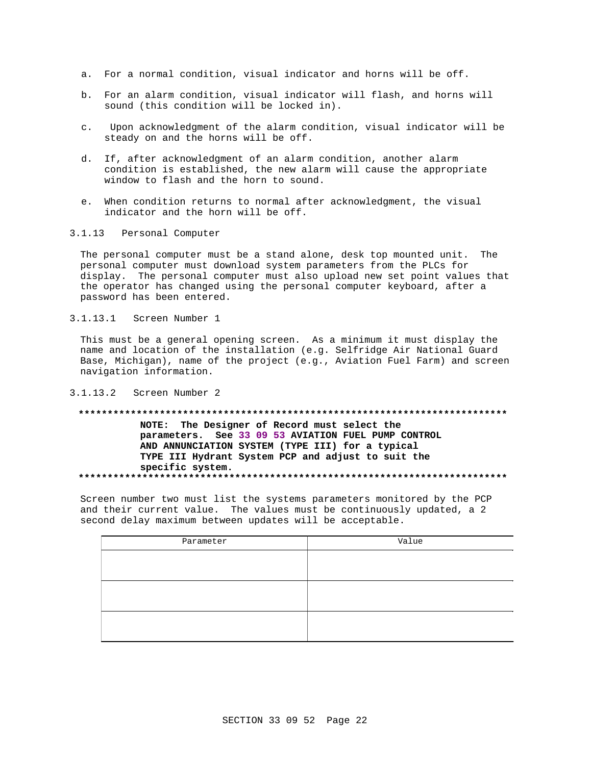a. For a normal condition, visual indicator and horns will be off.

b. For an alarm condition, visual indicator will flash, and horns will sound (this condition will be locked in).

c. Upon acknowledgment of the alarm condition, visual indicator will be steady on and the horns will be off.

d. If, after acknowledgment of an alarm condition, another alarm condition is established, the new alarm will cause the appropriate window to flash and the horn to sound.

e. When condition returns to normal after acknowledgment, the visual indicator and the horn will be off.

3.1.13 Personal Computer

The personal computer must be a stand alone, desk top mounted unit. The personal computer must download system parameters from the PLCs for display. The personal computer must also upload new set point values that the operator has changed using the personal computer keyboard, after a password has been entered.

3.1.13.1 Screen Number 1

This must be a general opening screen. As a minimum it must display the name and location of the installation (e.g. Selfridge Air National Guard Base, Michigan), name of the project (e.g., Aviation Fuel Farm) and screen navigation information.

3.1.13.2 Screen Number 2

**************************************************************************

**NOTE: The Designer of Record must select the parameters. See 33 09 53 AVIATION FUEL PUMP CONTROL AND ANNUNCIATION SYSTEM (TYPE III) for a typical TYPE III Hydrant System PCP and adjust to suit the specific system.**

**************************************************************************

Screen number two must list the systems parameters monitored by the PCP and their current value. The values must be continuously updated, a 2 second delay maximum between updates will be acceptable.

| Parameter | Value |
|---|---|
| | |
| | |
| | |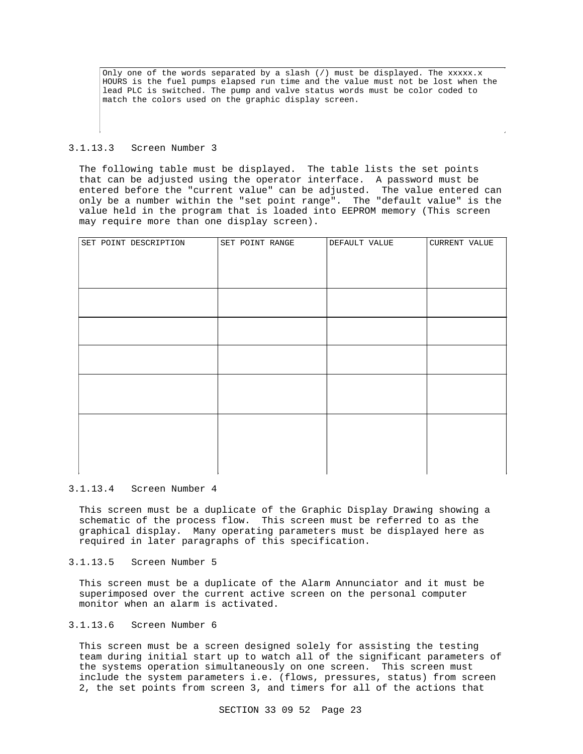Only one of the words separated by a slash (/) must be displayed. The xxxxx.x HOURS is the fuel pumps elapsed run time and the value must not be lost when the lead PLC is switched. The pump and valve status words must be color coded to match the colors used on the graphic display screen.

#### 3.1.13.3 Screen Number 3

The following table must be displayed. The table lists the set points that can be adjusted using the operator interface. A password must be entered before the "current value" can be adjusted. The value entered can only be a number within the "set point range". The "default value" is the value held in the program that is loaded into EEPROM memory (This screen may require more than one display screen).

| SET POINT DESCRIPTION | SET POINT RANGE | DEFAULT VALUE | CURRENT VALUE |
|---|---|---|---|
| | | | |
| | | | |
| | | | |
| | | | |
| | | | |

#### 3.1.13.4 Screen Number 4

This screen must be a duplicate of the Graphic Display Drawing showing a schematic of the process flow. This screen must be referred to as the graphical display. Many operating parameters must be displayed here as required in later paragraphs of this specification.

#### 3.1.13.5 Screen Number 5

This screen must be a duplicate of the Alarm Annunciator and it must be superimposed over the current active screen on the personal computer monitor when an alarm is activated.

#### 3.1.13.6 Screen Number 6

This screen must be a screen designed solely for assisting the testing team during initial start up to watch all of the significant parameters of the systems operation simultaneously on one screen. This screen must include the system parameters i.e. (flows, pressures, status) from screen 2, the set points from screen 3, and timers for all of the actions that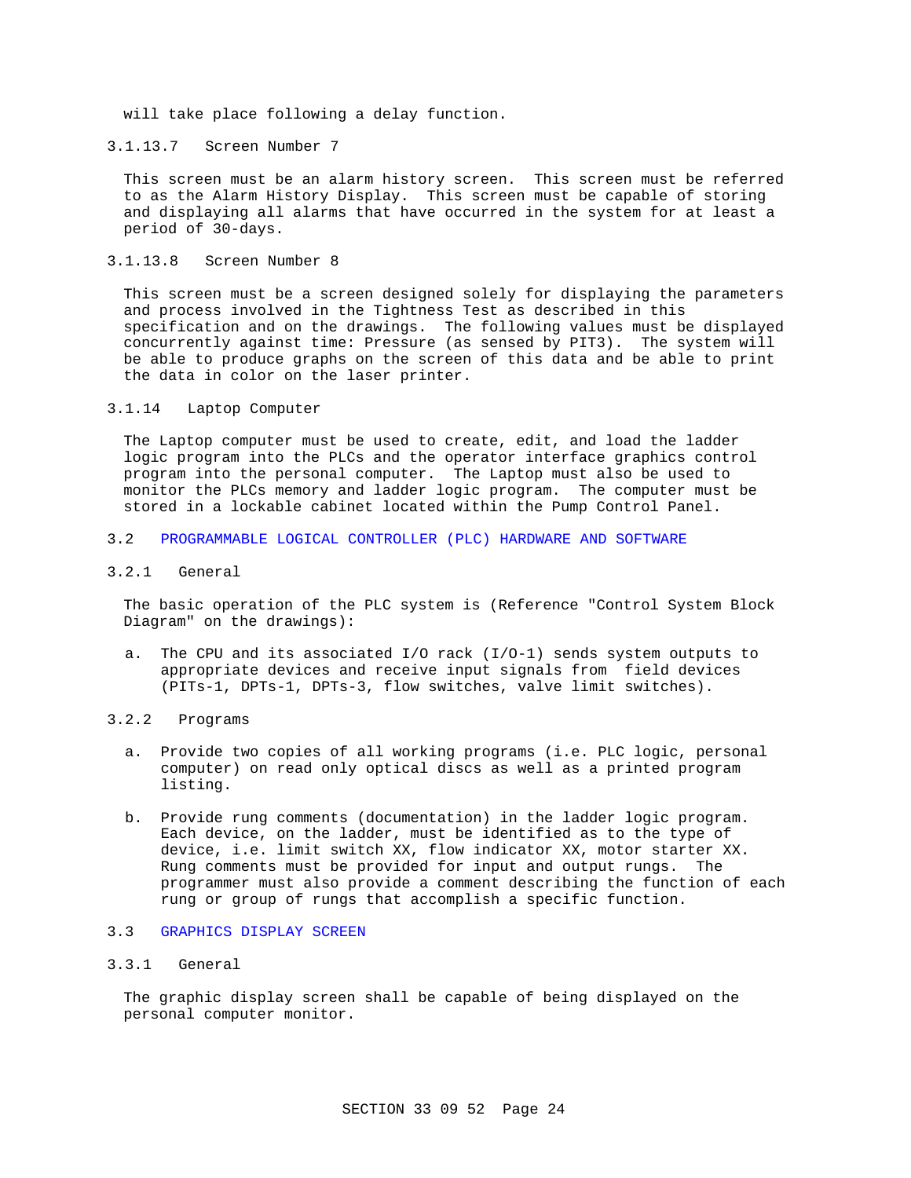will take place following a delay function.

#### 3.1.13.7 Screen Number 7

This screen must be an alarm history screen. This screen must be referred to as the Alarm History Display. This screen must be capable of storing and displaying all alarms that have occurred in the system for at least a period of 30-days.

#### 3.1.13.8 Screen Number 8

This screen must be a screen designed solely for displaying the parameters and process involved in the Tightness Test as described in this specification and on the drawings. The following values must be displayed concurrently against time: Pressure (as sensed by PIT3). The system will be able to produce graphs on the screen of this data and be able to print the data in color on the laser printer.

### 3.1.14 Laptop Computer

The Laptop computer must be used to create, edit, and load the ladder logic program into the PLCs and the operator interface graphics control program into the personal computer. The Laptop must also be used to monitor the PLCs memory and ladder logic program. The computer must be stored in a lockable cabinet located within the Pump Control Panel.

## 3.2 PROGRAMMABLE LOGICAL CONTROLLER (PLC) HARDWARE AND SOFTWARE

### 3.2.1 General

The basic operation of the PLC system is (Reference "Control System Block Diagram" on the drawings):

a. The CPU and its associated I/O rack (I/O-1) sends system outputs to appropriate devices and receive input signals from field devices (PITs-1, DPTs-1, DPTs-3, flow switches, valve limit switches).

### 3.2.2 Programs

a. Provide two copies of all working programs (i.e. PLC logic, personal computer) on read only optical discs as well as a printed program listing.

b. Provide rung comments (documentation) in the ladder logic program. Each device, on the ladder, must be identified as to the type of device, i.e. limit switch XX, flow indicator XX, motor starter XX. Rung comments must be provided for input and output rungs. The programmer must also provide a comment describing the function of each rung or group of rungs that accomplish a specific function.

## 3.3 GRAPHICS DISPLAY SCREEN

### 3.3.1 General

The graphic display screen shall be capable of being displayed on the personal computer monitor.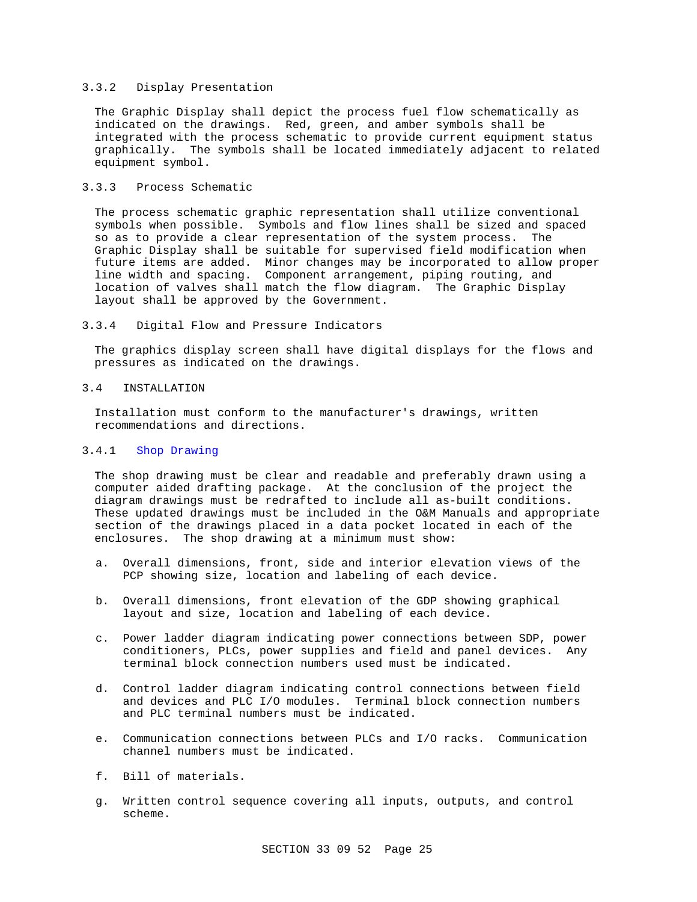### 3.3.2 Display Presentation

The Graphic Display shall depict the process fuel flow schematically as indicated on the drawings. Red, green, and amber symbols shall be integrated with the process schematic to provide current equipment status graphically. The symbols shall be located immediately adjacent to related equipment symbol.

### 3.3.3 Process Schematic

The process schematic graphic representation shall utilize conventional symbols when possible. Symbols and flow lines shall be sized and spaced so as to provide a clear representation of the system process. The Graphic Display shall be suitable for supervised field modification when future items are added. Minor changes may be incorporated to allow proper line width and spacing. Component arrangement, piping routing, and location of valves shall match the flow diagram. The Graphic Display layout shall be approved by the Government.

### 3.3.4 Digital Flow and Pressure Indicators

The graphics display screen shall have digital displays for the flows and pressures as indicated on the drawings.

## 3.4 INSTALLATION

Installation must conform to the manufacturer's drawings, written recommendations and directions.

### 3.4.1 Shop Drawing

The shop drawing must be clear and readable and preferably drawn using a computer aided drafting package. At the conclusion of the project the diagram drawings must be redrafted to include all as-built conditions. These updated drawings must be included in the O&M Manuals and appropriate section of the drawings placed in a data pocket located in each of the enclosures. The shop drawing at a minimum must show:

a. Overall dimensions, front, side and interior elevation views of the PCP showing size, location and labeling of each device.

b. Overall dimensions, front elevation of the GDP showing graphical layout and size, location and labeling of each device.

c. Power ladder diagram indicating power connections between SDP, power conditioners, PLCs, power supplies and field and panel devices. Any terminal block connection numbers used must be indicated.

d. Control ladder diagram indicating control connections between field and devices and PLC I/O modules. Terminal block connection numbers and PLC terminal numbers must be indicated.

e. Communication connections between PLCs and I/O racks. Communication channel numbers must be indicated.

f. Bill of materials.

g. Written control sequence covering all inputs, outputs, and control scheme.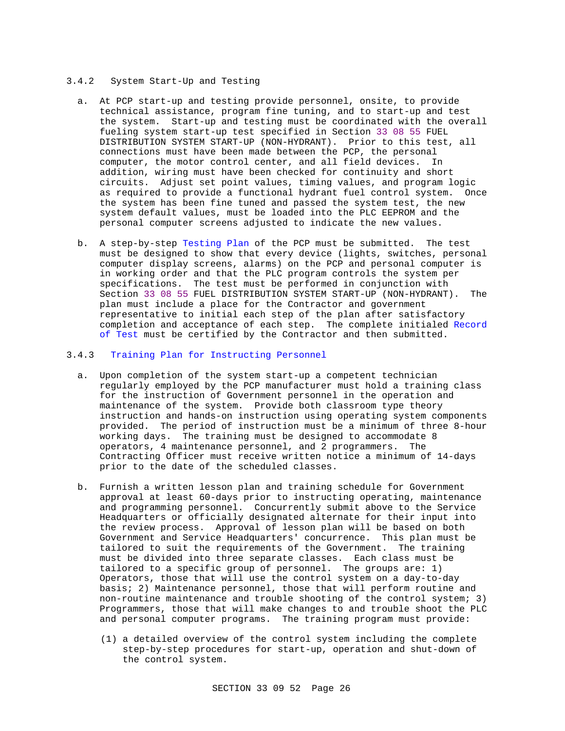### 3.4.2 System Start-Up and Testing

a. At PCP start-up and testing provide personnel, onsite, to provide technical assistance, program fine tuning, and to start-up and test the system. Start-up and testing must be coordinated with the overall fueling system start-up test specified in Section 33 08 55 FUEL DISTRIBUTION SYSTEM START-UP (NON-HYDRANT). Prior to this test, all connections must have been made between the PCP, the personal computer, the motor control center, and all field devices. In addition, wiring must have been checked for continuity and short circuits. Adjust set point values, timing values, and program logic as required to provide a functional hydrant fuel control system. Once the system has been fine tuned and passed the system test, the new system default values, must be loaded into the PLC EEPROM and the personal computer screens adjusted to indicate the new values.

b. A step-by-step Testing Plan of the PCP must be submitted. The test must be designed to show that every device (lights, switches, personal computer display screens, alarms) on the PCP and personal computer is in working order and that the PLC program controls the system per specifications. The test must be performed in conjunction with Section 33 08 55 FUEL DISTRIBUTION SYSTEM START-UP (NON-HYDRANT). The plan must include a place for the Contractor and government representative to initial each step of the plan after satisfactory completion and acceptance of each step. The complete initialed Record of Test must be certified by the Contractor and then submitted.

### 3.4.3 Training Plan for Instructing Personnel

a. Upon completion of the system start-up a competent technician regularly employed by the PCP manufacturer must hold a training class for the instruction of Government personnel in the operation and maintenance of the system. Provide both classroom type theory instruction and hands-on instruction using operating system components provided. The period of instruction must be a minimum of three 8-hour working days. The training must be designed to accommodate 8 operators, 4 maintenance personnel, and 2 programmers. The Contracting Officer must receive written notice a minimum of 14-days prior to the date of the scheduled classes.

b. Furnish a written lesson plan and training schedule for Government approval at least 60-days prior to instructing operating, maintenance and programming personnel. Concurrently submit above to the Service Headquarters or officially designated alternate for their input into the review process. Approval of lesson plan will be based on both Government and Service Headquarters' concurrence. This plan must be tailored to suit the requirements of the Government. The training must be divided into three separate classes. Each class must be tailored to a specific group of personnel. The groups are: 1) Operators, those that will use the control system on a day-to-day basis; 2) Maintenance personnel, those that will perform routine and non-routine maintenance and trouble shooting of the control system; 3) Programmers, those that will make changes to and trouble shoot the PLC and personal computer programs. The training program must provide:

   (1) a detailed overview of the control system including the complete step-by-step procedures for start-up, operation and shut-down of the control system.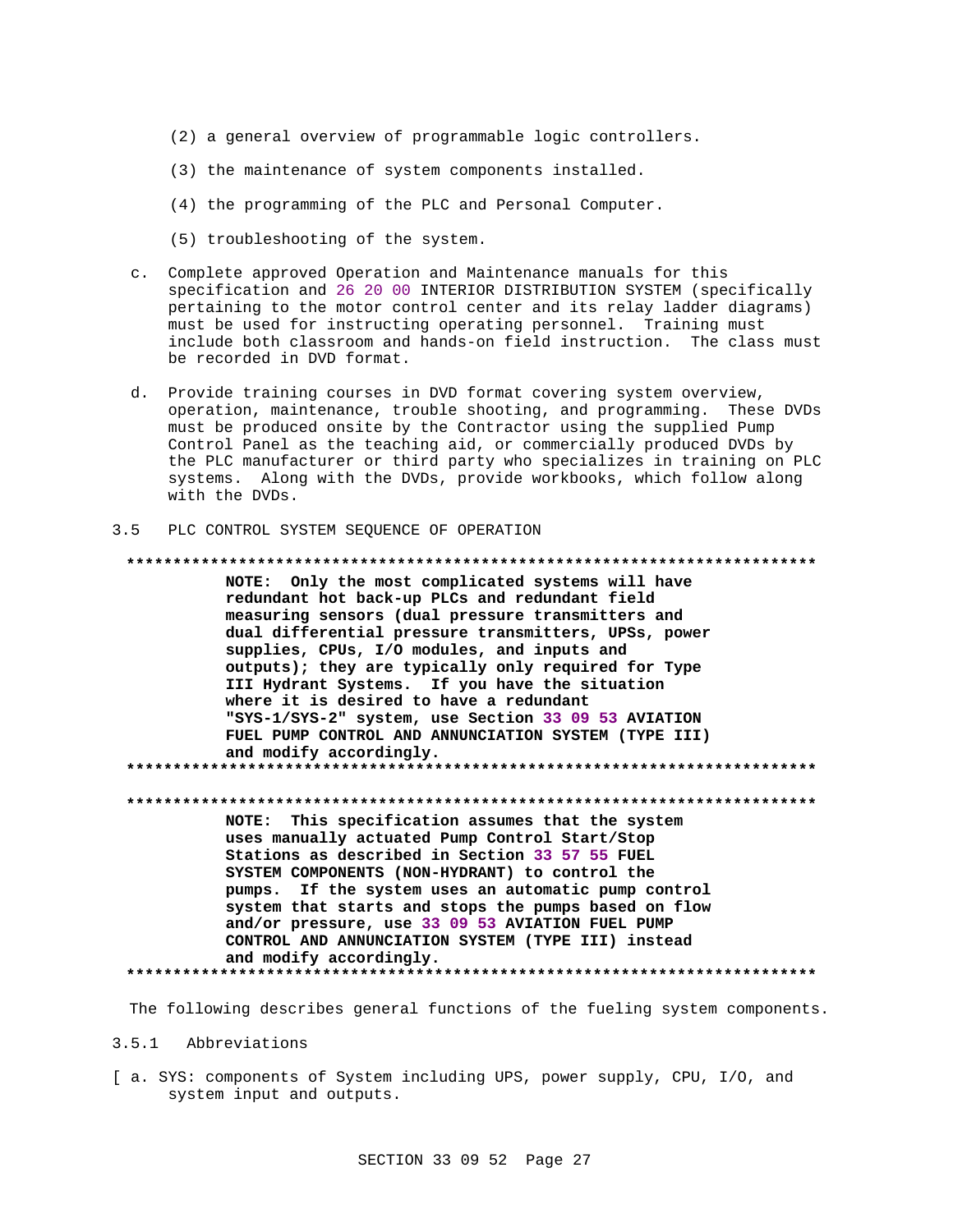(2) a general overview of programmable logic controllers.

(3) the maintenance of system components installed.

(4) the programming of the PLC and Personal Computer.

(5) troubleshooting of the system.

c. Complete approved Operation and Maintenance manuals for this specification and 26 20 00 INTERIOR DISTRIBUTION SYSTEM (specifically pertaining to the motor control center and its relay ladder diagrams) must be used for instructing operating personnel. Training must include both classroom and hands-on field instruction. The class must be recorded in DVD format.

d. Provide training courses in DVD format covering system overview, operation, maintenance, trouble shooting, and programming. These DVDs must be produced onsite by the Contractor using the supplied Pump Control Panel as the teaching aid, or commercially produced DVDs by the PLC manufacturer or third party who specializes in training on PLC systems. Along with the DVDs, provide workbooks, which follow along with the DVDs.

## 3.5 PLC CONTROL SYSTEM SEQUENCE OF OPERATION

**************************************************************************

**NOTE: Only the most complicated systems will have redundant hot back-up PLCs and redundant field measuring sensors (dual pressure transmitters and dual differential pressure transmitters, UPSs, power supplies, CPUs, I/O modules, and inputs and outputs); they are typically only required for Type III Hydrant Systems. If you have the situation where it is desired to have a redundant "SYS-1/SYS-2" system, use Section 33 09 53 AVIATION FUEL PUMP CONTROL AND ANNUNCIATION SYSTEM (TYPE III) and modify accordingly.**

**************************************************************************

**************************************************************************

**NOTE: This specification assumes that the system uses manually actuated Pump Control Start/Stop Stations as described in Section 33 57 55 FUEL SYSTEM COMPONENTS (NON-HYDRANT) to control the pumps. If the system uses an automatic pump control system that starts and stops the pumps based on flow and/or pressure, use 33 09 53 AVIATION FUEL PUMP CONTROL AND ANNUNCIATION SYSTEM (TYPE III) instead and modify accordingly.**

**************************************************************************

The following describes general functions of the fueling system components.

### 3.5.1 Abbreviations

[ a. SYS: components of System including UPS, power supply, CPU, I/O, and system input and outputs.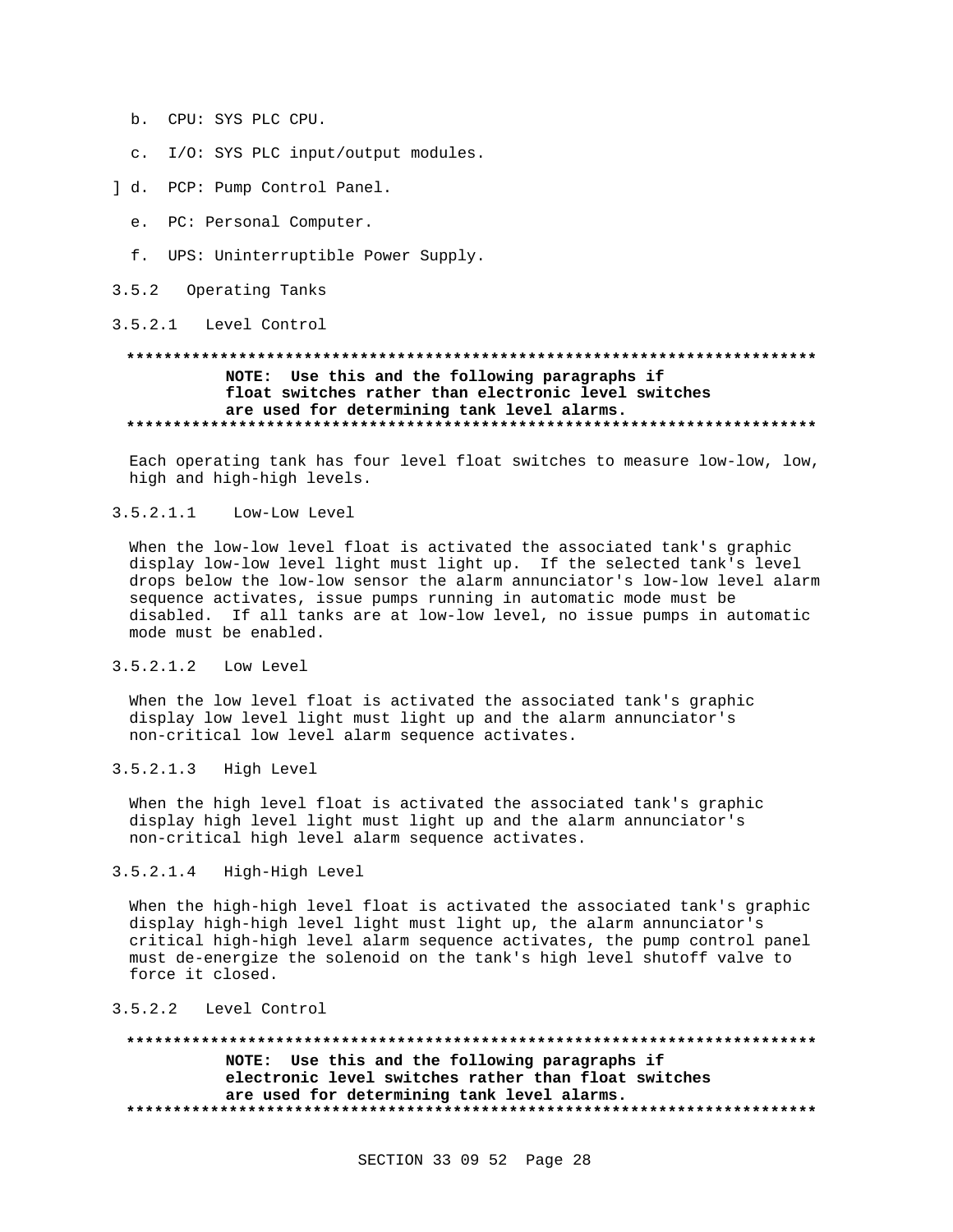b. CPU: SYS PLC CPU.

c. I/O: SYS PLC input/output modules.

] d. PCP: Pump Control Panel.

e. PC: Personal Computer.

f. UPS: Uninterruptible Power Supply.

3.5.2 Operating Tanks

3.5.2.1 Level Control

**************************************************************************

**NOTE: Use this and the following paragraphs if float switches rather than electronic level switches are used for determining tank level alarms.**

**************************************************************************

Each operating tank has four level float switches to measure low-low, low, high and high-high levels.

3.5.2.1.1 Low-Low Level

When the low-low level float is activated the associated tank's graphic display low-low level light must light up. If the selected tank's level drops below the low-low sensor the alarm annunciator's low-low level alarm sequence activates, issue pumps running in automatic mode must be disabled. If all tanks are at low-low level, no issue pumps in automatic mode must be enabled.

3.5.2.1.2 Low Level

When the low level float is activated the associated tank's graphic display low level light must light up and the alarm annunciator's non-critical low level alarm sequence activates.

3.5.2.1.3 High Level

When the high level float is activated the associated tank's graphic display high level light must light up and the alarm annunciator's non-critical high level alarm sequence activates.

3.5.2.1.4 High-High Level

When the high-high level float is activated the associated tank's graphic display high-high level light must light up, the alarm annunciator's critical high-high level alarm sequence activates, the pump control panel must de-energize the solenoid on the tank's high level shutoff valve to force it closed.

3.5.2.2 Level Control

**************************************************************************

**NOTE: Use this and the following paragraphs if electronic level switches rather than float switches are used for determining tank level alarms.**

**************************************************************************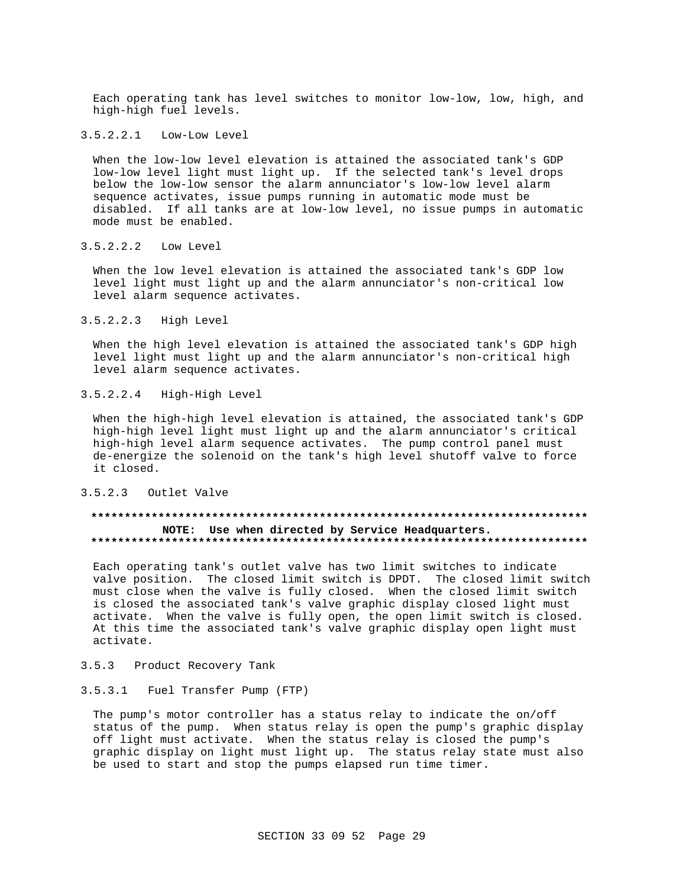Each operating tank has level switches to monitor low-low, low, high, and high-high fuel levels.

#### 3.5.2.2.1 Low-Low Level

When the low-low level elevation is attained the associated tank's GDP low-low level light must light up. If the selected tank's level drops below the low-low sensor the alarm annunciator's low-low level alarm sequence activates, issue pumps running in automatic mode must be disabled. If all tanks are at low-low level, no issue pumps in automatic mode must be enabled.

#### 3.5.2.2.2 Low Level

When the low level elevation is attained the associated tank's GDP low level light must light up and the alarm annunciator's non-critical low level alarm sequence activates.

#### 3.5.2.2.3 High Level

When the high level elevation is attained the associated tank's GDP high level light must light up and the alarm annunciator's non-critical high level alarm sequence activates.

#### 3.5.2.2.4 High-High Level

When the high-high level elevation is attained, the associated tank's GDP high-high level light must light up and the alarm annunciator's critical high-high level alarm sequence activates. The pump control panel must de-energize the solenoid on the tank's high level shutoff valve to force it closed.

### 3.5.2.3 Outlet Valve

**************************************************************************
**NOTE: Use when directed by Service Headquarters.**
**************************************************************************

Each operating tank's outlet valve has two limit switches to indicate valve position. The closed limit switch is DPDT. The closed limit switch must close when the valve is fully closed. When the closed limit switch is closed the associated tank's valve graphic display closed light must activate. When the valve is fully open, the open limit switch is closed. At this time the associated tank's valve graphic display open light must activate.

## 3.5.3 Product Recovery Tank

### 3.5.3.1 Fuel Transfer Pump (FTP)

The pump's motor controller has a status relay to indicate the on/off status of the pump. When status relay is open the pump's graphic display off light must activate. When the status relay is closed the pump's graphic display on light must light up. The status relay state must also be used to start and stop the pumps elapsed run time timer.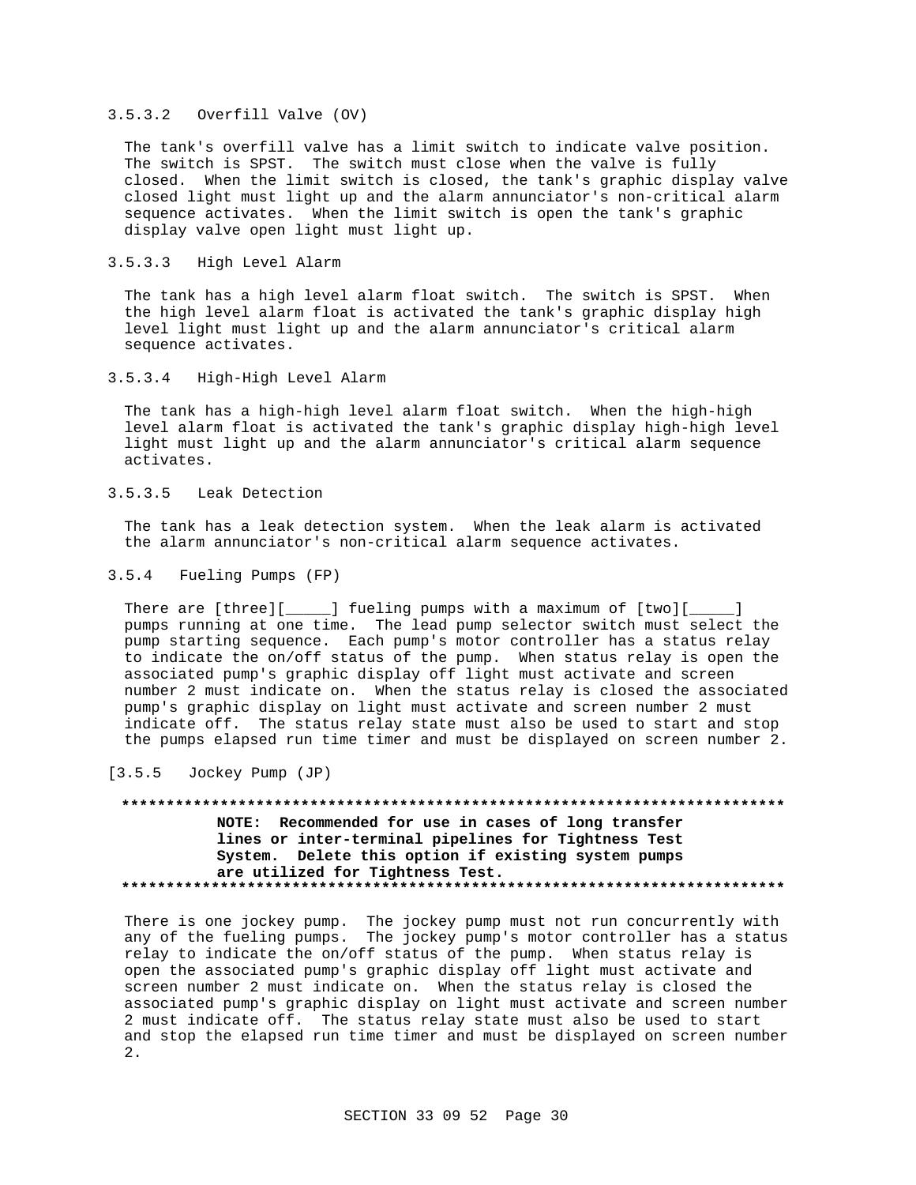#### 3.5.3.2 Overfill Valve (OV)

The tank's overfill valve has a limit switch to indicate valve position. The switch is SPST. The switch must close when the valve is fully closed. When the limit switch is closed, the tank's graphic display valve closed light must light up and the alarm annunciator's non-critical alarm sequence activates. When the limit switch is open the tank's graphic display valve open light must light up.

#### 3.5.3.3 High Level Alarm

The tank has a high level alarm float switch. The switch is SPST. When the high level alarm float is activated the tank's graphic display high level light must light up and the alarm annunciator's critical alarm sequence activates.

#### 3.5.3.4 High-High Level Alarm

The tank has a high-high level alarm float switch. When the high-high level alarm float is activated the tank's graphic display high-high level light must light up and the alarm annunciator's critical alarm sequence activates.

#### 3.5.3.5 Leak Detection

The tank has a leak detection system. When the leak alarm is activated the alarm annunciator's non-critical alarm sequence activates.

### 3.5.4 Fueling Pumps (FP)

There are [three][_____] fueling pumps with a maximum of [two][_____] pumps running at one time. The lead pump selector switch must select the pump starting sequence. Each pump's motor controller has a status relay to indicate the on/off status of the pump. When status relay is open the associated pump's graphic display off light must activate and screen number 2 must indicate on. When the status relay is closed the associated pump's graphic display on light must activate and screen number 2 must indicate off. The status relay state must also be used to start and stop the pumps elapsed run time timer and must be displayed on screen number 2.

### [3.5.5 Jockey Pump (JP)

**************************************************************************

**NOTE: Recommended for use in cases of long transfer lines or inter-terminal pipelines for Tightness Test System. Delete this option if existing system pumps are utilized for Tightness Test.**

**************************************************************************

There is one jockey pump. The jockey pump must not run concurrently with any of the fueling pumps. The jockey pump's motor controller has a status relay to indicate the on/off status of the pump. When status relay is open the associated pump's graphic display off light must activate and screen number 2 must indicate on. When the status relay is closed the associated pump's graphic display on light must activate and screen number 2 must indicate off. The status relay state must also be used to start and stop the elapsed run time timer and must be displayed on screen number 2.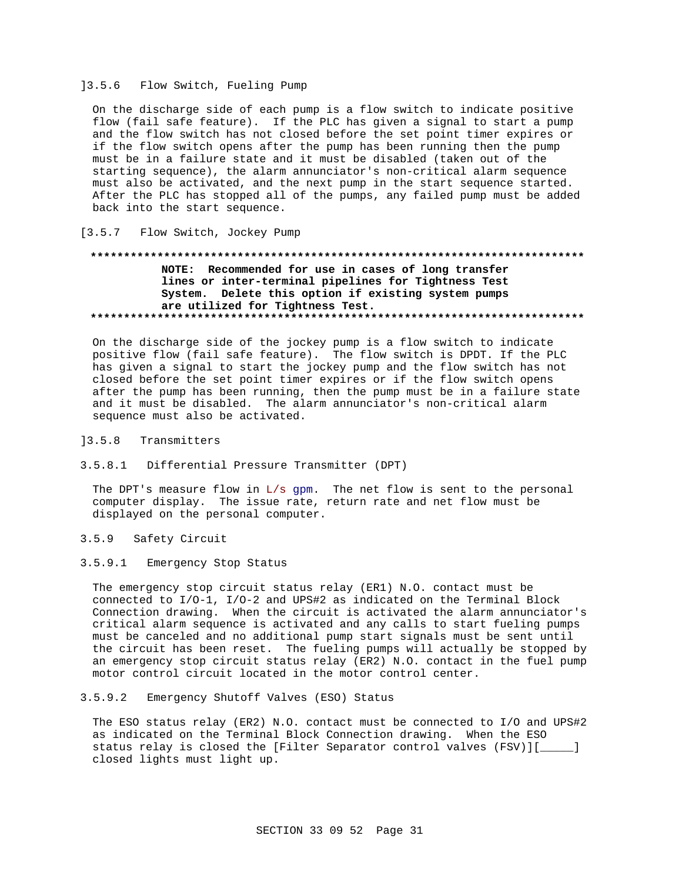]3.5.6 Flow Switch, Fueling Pump

On the discharge side of each pump is a flow switch to indicate positive flow (fail safe feature). If the PLC has given a signal to start a pump and the flow switch has not closed before the set point timer expires or if the flow switch opens after the pump has been running then the pump must be in a failure state and it must be disabled (taken out of the starting sequence), the alarm annunciator's non-critical alarm sequence must also be activated, and the next pump in the start sequence started. After the PLC has stopped all of the pumps, any failed pump must be added back into the start sequence.

[3.5.7 Flow Switch, Jockey Pump

**************************************************************************

**NOTE: Recommended for use in cases of long transfer lines or inter-terminal pipelines for Tightness Test System. Delete this option if existing system pumps are utilized for Tightness Test.**

**************************************************************************

On the discharge side of the jockey pump is a flow switch to indicate positive flow (fail safe feature). The flow switch is DPDT. If the PLC has given a signal to start the jockey pump and the flow switch has not closed before the set point timer expires or if the flow switch opens after the pump has been running, then the pump must be in a failure state and it must be disabled. The alarm annunciator's non-critical alarm sequence must also be activated.

]3.5.8 Transmitters

3.5.8.1 Differential Pressure Transmitter (DPT)

The DPT's measure flow in L/s gpm. The net flow is sent to the personal computer display. The issue rate, return rate and net flow must be displayed on the personal computer.

3.5.9 Safety Circuit

3.5.9.1 Emergency Stop Status

The emergency stop circuit status relay (ER1) N.O. contact must be connected to I/O-1, I/O-2 and UPS#2 as indicated on the Terminal Block Connection drawing. When the circuit is activated the alarm annunciator's critical alarm sequence is activated and any calls to start fueling pumps must be canceled and no additional pump start signals must be sent until the circuit has been reset. The fueling pumps will actually be stopped by an emergency stop circuit status relay (ER2) N.O. contact in the fuel pump motor control circuit located in the motor control center.

3.5.9.2 Emergency Shutoff Valves (ESO) Status

The ESO status relay (ER2) N.O. contact must be connected to I/O and UPS#2 as indicated on the Terminal Block Connection drawing. When the ESO status relay is closed the [Filter Separator control valves (FSV)][_____] closed lights must light up.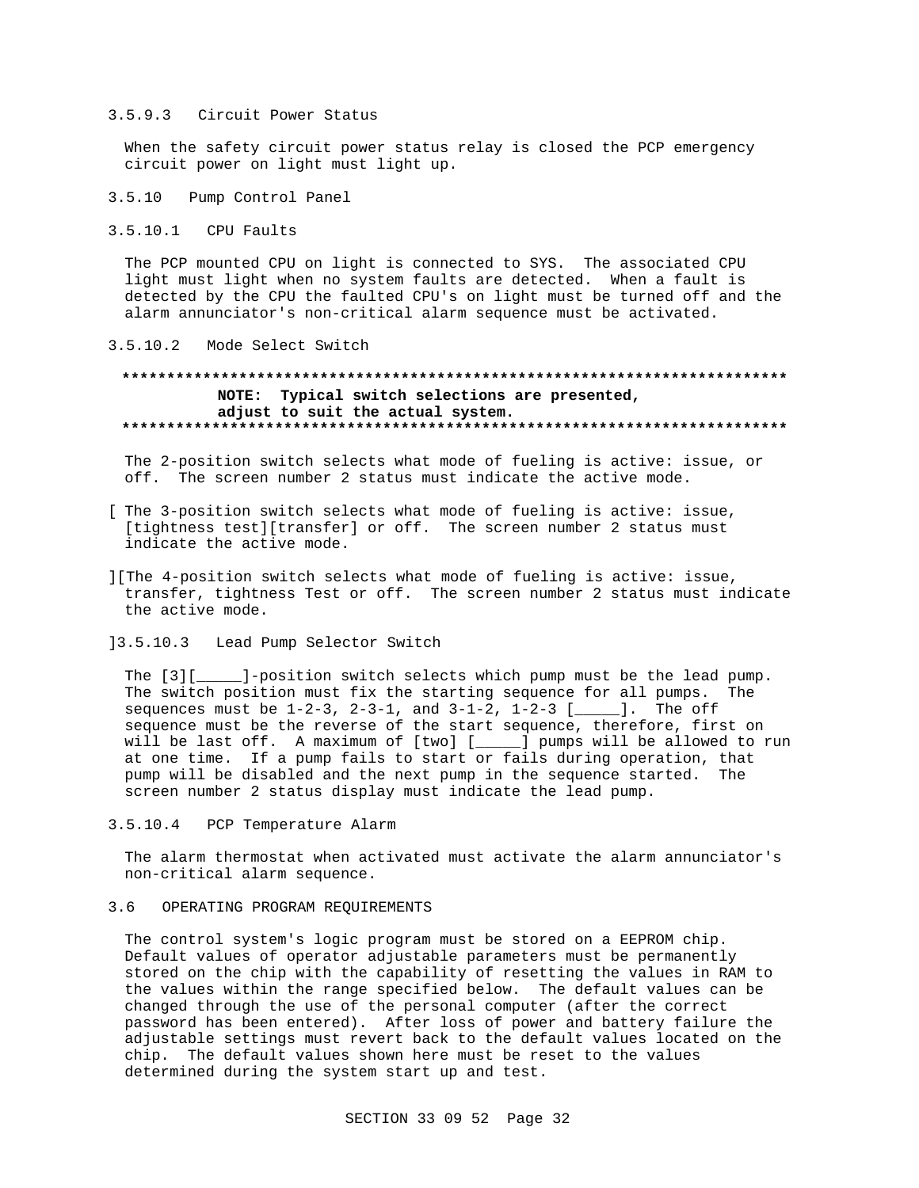#### 3.5.9.3 Circuit Power Status

When the safety circuit power status relay is closed the PCP emergency circuit power on light must light up.

### 3.5.10 Pump Control Panel

#### 3.5.10.1 CPU Faults

The PCP mounted CPU on light is connected to SYS. The associated CPU light must light when no system faults are detected. When a fault is detected by the CPU the faulted CPU's on light must be turned off and the alarm annunciator's non-critical alarm sequence must be activated.

#### 3.5.10.2 Mode Select Switch

**************************************************************************

**NOTE: Typical switch selections are presented, adjust to suit the actual system.**

**************************************************************************

The 2-position switch selects what mode of fueling is active: issue, or off. The screen number 2 status must indicate the active mode.

[ The 3-position switch selects what mode of fueling is active: issue, [tightness test][transfer] or off. The screen number 2 status must indicate the active mode.

][The 4-position switch selects what mode of fueling is active: issue, transfer, tightness Test or off. The screen number 2 status must indicate the active mode.

]3.5.10.3 Lead Pump Selector Switch

The [3][_____]-position switch selects which pump must be the lead pump. The switch position must fix the starting sequence for all pumps. The sequences must be 1-2-3, 2-3-1, and 3-1-2, 1-2-3 [_____]. The off sequence must be the reverse of the start sequence, therefore, first on will be last off. A maximum of [two] [_____] pumps will be allowed to run at one time. If a pump fails to start or fails during operation, that pump will be disabled and the next pump in the sequence started. The screen number 2 status display must indicate the lead pump.

#### 3.5.10.4 PCP Temperature Alarm

The alarm thermostat when activated must activate the alarm annunciator's non-critical alarm sequence.

## 3.6 OPERATING PROGRAM REQUIREMENTS

The control system's logic program must be stored on a EEPROM chip. Default values of operator adjustable parameters must be permanently stored on the chip with the capability of resetting the values in RAM to the values within the range specified below. The default values can be changed through the use of the personal computer (after the correct password has been entered). After loss of power and battery failure the adjustable settings must revert back to the default values located on the chip. The default values shown here must be reset to the values determined during the system start up and test.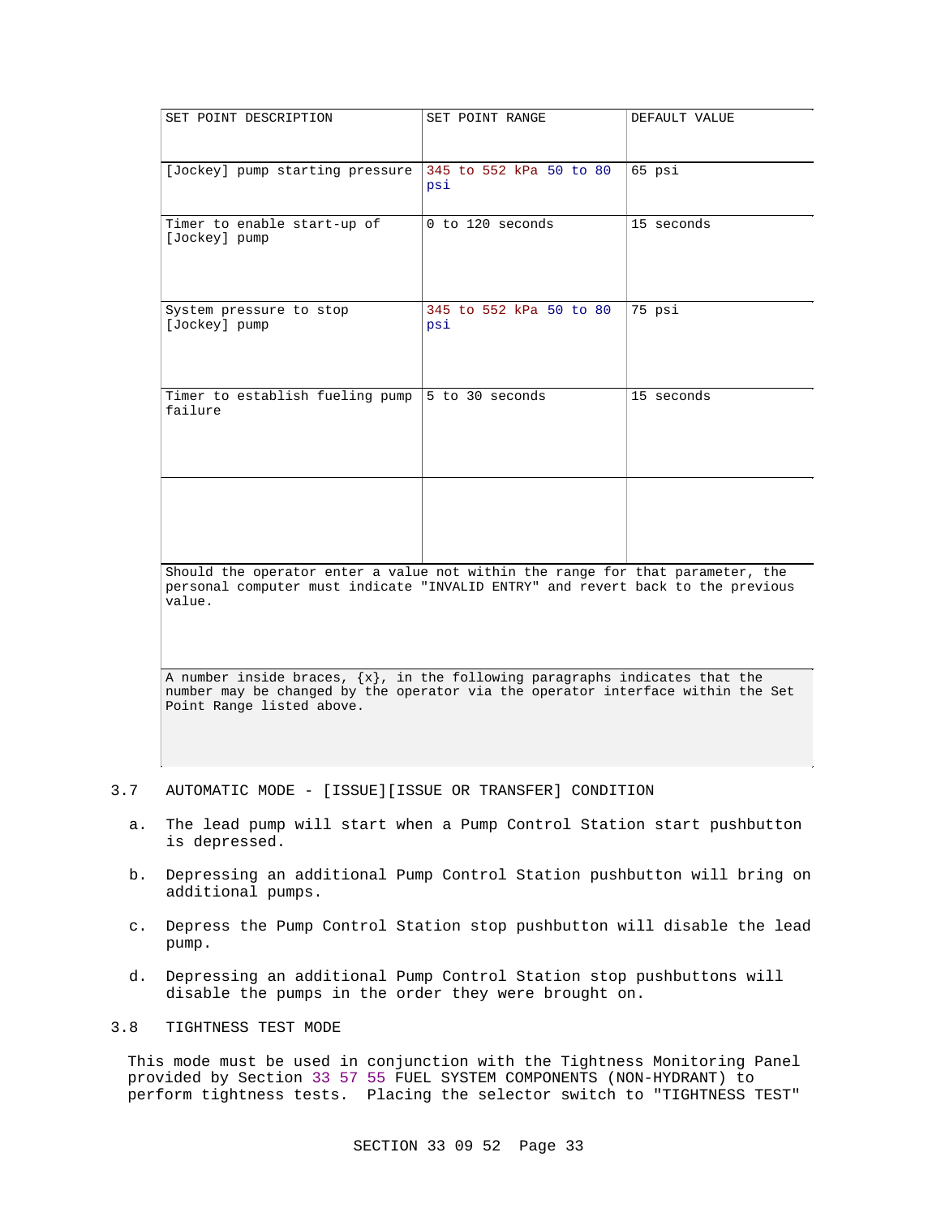| SET POINT DESCRIPTION | SET POINT RANGE | DEFAULT VALUE |
|---|---|---|
| [Jockey] pump starting pressure | 345 to 552 kPa 50 to 80 psi | 65 psi |
| Timer to enable start-up of [Jockey] pump | 0 to 120 seconds | 15 seconds |
| System pressure to stop [Jockey] pump | 345 to 552 kPa 50 to 80 psi | 75 psi |
| Timer to establish fueling pump failure | 5 to 30 seconds | 15 seconds |
| | | |
| Should the operator enter a value not within the range for that parameter, the personal computer must indicate "INVALID ENTRY" and revert back to the previous value. | | |
| A number inside braces, {x}, in the following paragraphs indicates that the number may be changed by the operator via the operator interface within the Set Point Range listed above. | | |

## 3.7 AUTOMATIC MODE - [ISSUE][ISSUE OR TRANSFER] CONDITION

a. The lead pump will start when a Pump Control Station start pushbutton is depressed.

b. Depressing an additional Pump Control Station pushbutton will bring on additional pumps.

c. Depress the Pump Control Station stop pushbutton will disable the lead pump.

d. Depressing an additional Pump Control Station stop pushbuttons will disable the pumps in the order they were brought on.

## 3.8 TIGHTNESS TEST MODE

This mode must be used in conjunction with the Tightness Monitoring Panel provided by Section 33 57 55 FUEL SYSTEM COMPONENTS (NON-HYDRANT) to perform tightness tests. Placing the selector switch to "TIGHTNESS TEST"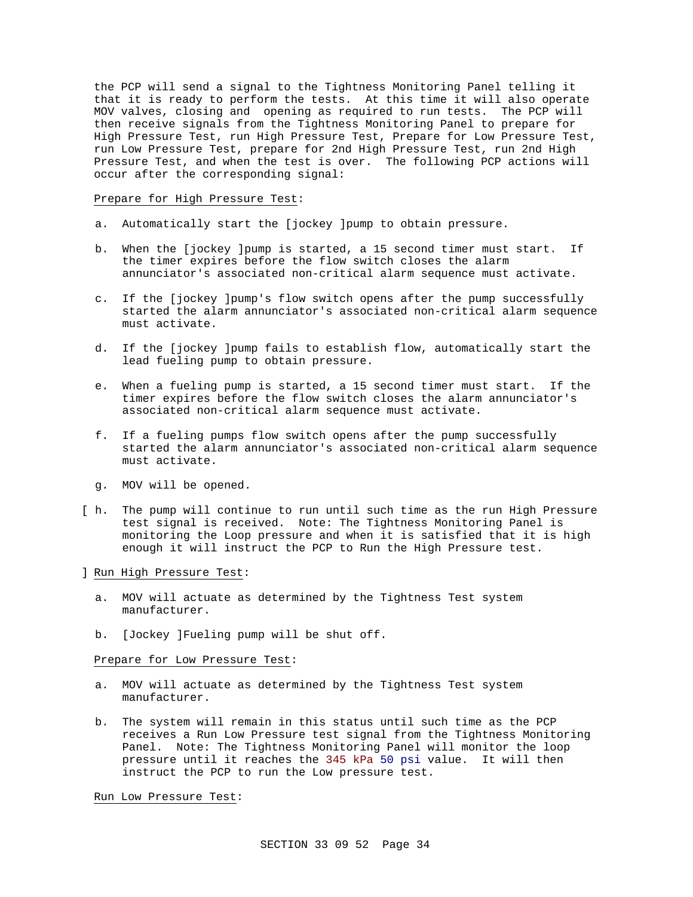the PCP will send a signal to the Tightness Monitoring Panel telling it that it is ready to perform the tests. At this time it will also operate MOV valves, closing and opening as required to run tests. The PCP will then receive signals from the Tightness Monitoring Panel to prepare for High Pressure Test, run High Pressure Test, Prepare for Low Pressure Test, run Low Pressure Test, prepare for 2nd High Pressure Test, run 2nd High Pressure Test, and when the test is over. The following PCP actions will occur after the corresponding signal:

Prepare for High Pressure Test:

a. Automatically start the [jockey ]pump to obtain pressure.

b. When the [jockey ]pump is started, a 15 second timer must start. If the timer expires before the flow switch closes the alarm annunciator's associated non-critical alarm sequence must activate.

c. If the [jockey ]pump's flow switch opens after the pump successfully started the alarm annunciator's associated non-critical alarm sequence must activate.

d. If the [jockey ]pump fails to establish flow, automatically start the lead fueling pump to obtain pressure.

e. When a fueling pump is started, a 15 second timer must start. If the timer expires before the flow switch closes the alarm annunciator's associated non-critical alarm sequence must activate.

f. If a fueling pumps flow switch opens after the pump successfully started the alarm annunciator's associated non-critical alarm sequence must activate.

g. MOV will be opened.

[ h. The pump will continue to run until such time as the run High Pressure test signal is received. Note: The Tightness Monitoring Panel is monitoring the Loop pressure and when it is satisfied that it is high enough it will instruct the PCP to Run the High Pressure test.

] Run High Pressure Test:

a. MOV will actuate as determined by the Tightness Test system manufacturer.

b. [Jockey ]Fueling pump will be shut off.

Prepare for Low Pressure Test:

a. MOV will actuate as determined by the Tightness Test system manufacturer.

b. The system will remain in this status until such time as the PCP receives a Run Low Pressure test signal from the Tightness Monitoring Panel. Note: The Tightness Monitoring Panel will monitor the loop pressure until it reaches the 345 kPa 50 psi value. It will then instruct the PCP to run the Low pressure test.

Run Low Pressure Test: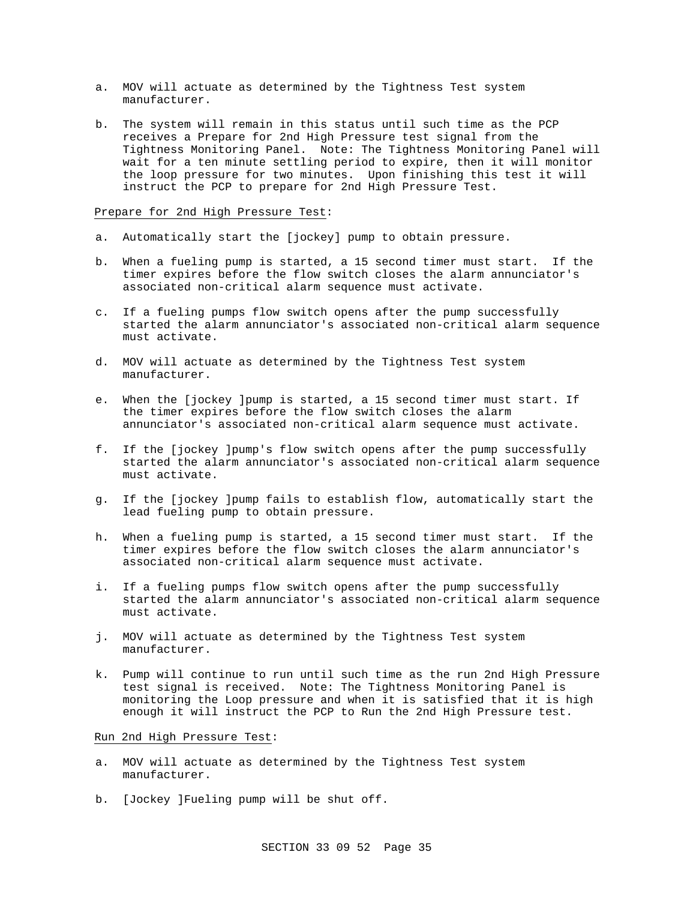a. MOV will actuate as determined by the Tightness Test system manufacturer.

b. The system will remain in this status until such time as the PCP receives a Prepare for 2nd High Pressure test signal from the Tightness Monitoring Panel. Note: The Tightness Monitoring Panel will wait for a ten minute settling period to expire, then it will monitor the loop pressure for two minutes. Upon finishing this test it will instruct the PCP to prepare for 2nd High Pressure Test.

<u>Prepare for 2nd High Pressure Test</u>:

a. Automatically start the [jockey] pump to obtain pressure.

b. When a fueling pump is started, a 15 second timer must start. If the timer expires before the flow switch closes the alarm annunciator's associated non-critical alarm sequence must activate.

c. If a fueling pumps flow switch opens after the pump successfully started the alarm annunciator's associated non-critical alarm sequence must activate.

d. MOV will actuate as determined by the Tightness Test system manufacturer.

e. When the [jockey ]pump is started, a 15 second timer must start. If the timer expires before the flow switch closes the alarm annunciator's associated non-critical alarm sequence must activate.

f. If the [jockey ]pump's flow switch opens after the pump successfully started the alarm annunciator's associated non-critical alarm sequence must activate.

g. If the [jockey ]pump fails to establish flow, automatically start the lead fueling pump to obtain pressure.

h. When a fueling pump is started, a 15 second timer must start. If the timer expires before the flow switch closes the alarm annunciator's associated non-critical alarm sequence must activate.

i. If a fueling pumps flow switch opens after the pump successfully started the alarm annunciator's associated non-critical alarm sequence must activate.

j. MOV will actuate as determined by the Tightness Test system manufacturer.

k. Pump will continue to run until such time as the run 2nd High Pressure test signal is received. Note: The Tightness Monitoring Panel is monitoring the Loop pressure and when it is satisfied that it is high enough it will instruct the PCP to Run the 2nd High Pressure test.

<u>Run 2nd High Pressure Test</u>:

a. MOV will actuate as determined by the Tightness Test system manufacturer.

b. [Jockey ]Fueling pump will be shut off.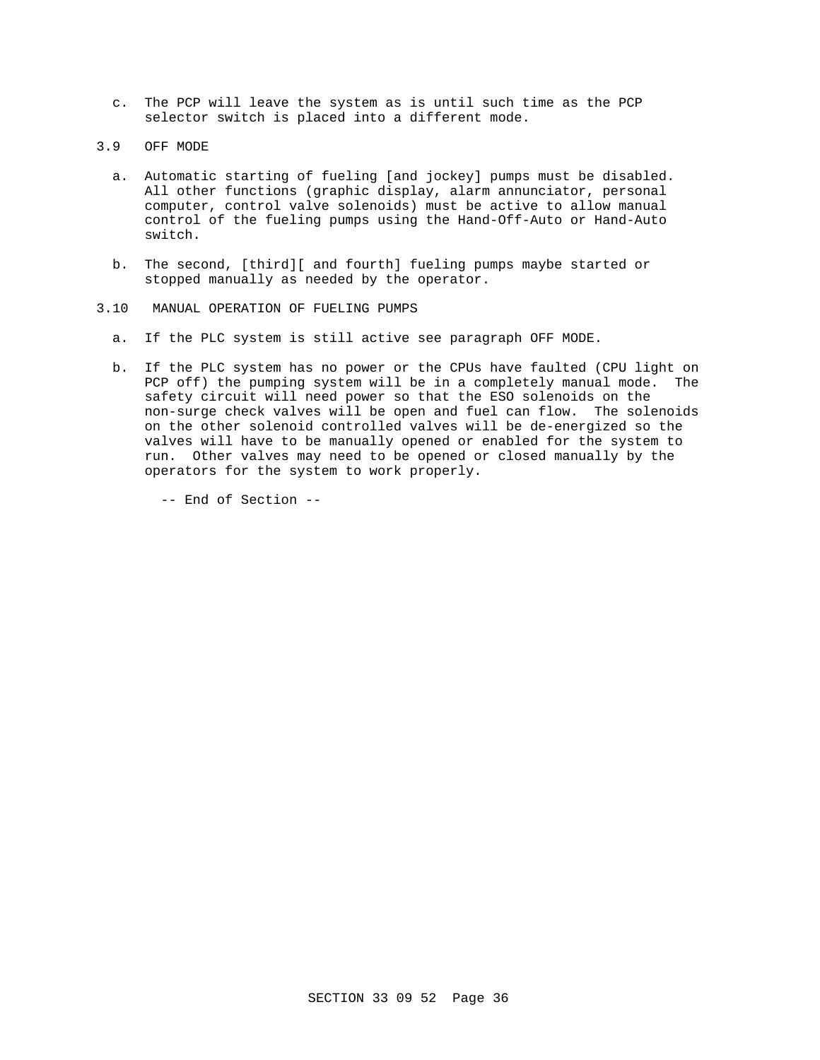c. The PCP will leave the system as is until such time as the PCP selector switch is placed into a different mode.

## 3.9 OFF MODE

a. Automatic starting of fueling [and jockey] pumps must be disabled. All other functions (graphic display, alarm annunciator, personal computer, control valve solenoids) must be active to allow manual control of the fueling pumps using the Hand-Off-Auto or Hand-Auto switch.

b. The second, [third][ and fourth] fueling pumps maybe started or stopped manually as needed by the operator.

## 3.10 MANUAL OPERATION OF FUELING PUMPS

a. If the PLC system is still active see paragraph OFF MODE.

b. If the PLC system has no power or the CPUs have faulted (CPU light on PCP off) the pumping system will be in a completely manual mode. The safety circuit will need power so that the ESO solenoids on the non-surge check valves will be open and fuel can flow. The solenoids on the other solenoid controlled valves will be de-energized so the valves will have to be manually opened or enabled for the system to run. Other valves may need to be opened or closed manually by the operators for the system to work properly.

-- End of Section --